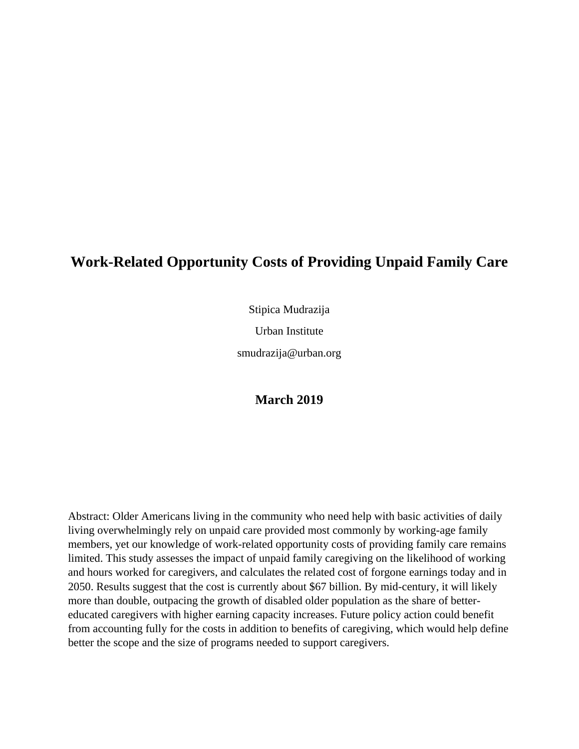# Work-Related Opportunity Costs of Providing Unpaid Family Care

Stipica Mudrazija

Urban Institute

smudrazija@urban.org

**March 2019**

Abstract: Older Americans living in the community who need help with basic activities of daily living overwhelmingly rely on unpaid care provided most commonly by working-age family members, yet our knowledge of work-related opportunity costs of providing family care remains limited. This study assesses the impact of unpaid family caregiving on the likelihood of working and hours worked for caregivers, and calculates the related cost of forgone earnings today and in 2050. Results suggest that the cost is currently about $67 billion. By mid-century, it will likely more than double, outpacing the growth of disabled older population as the share of better-educated caregivers with higher earning capacity increases. Future policy action could benefit from accounting fully for the costs in addition to benefits of caregiving, which would help define better the scope and the size of programs needed to support caregivers.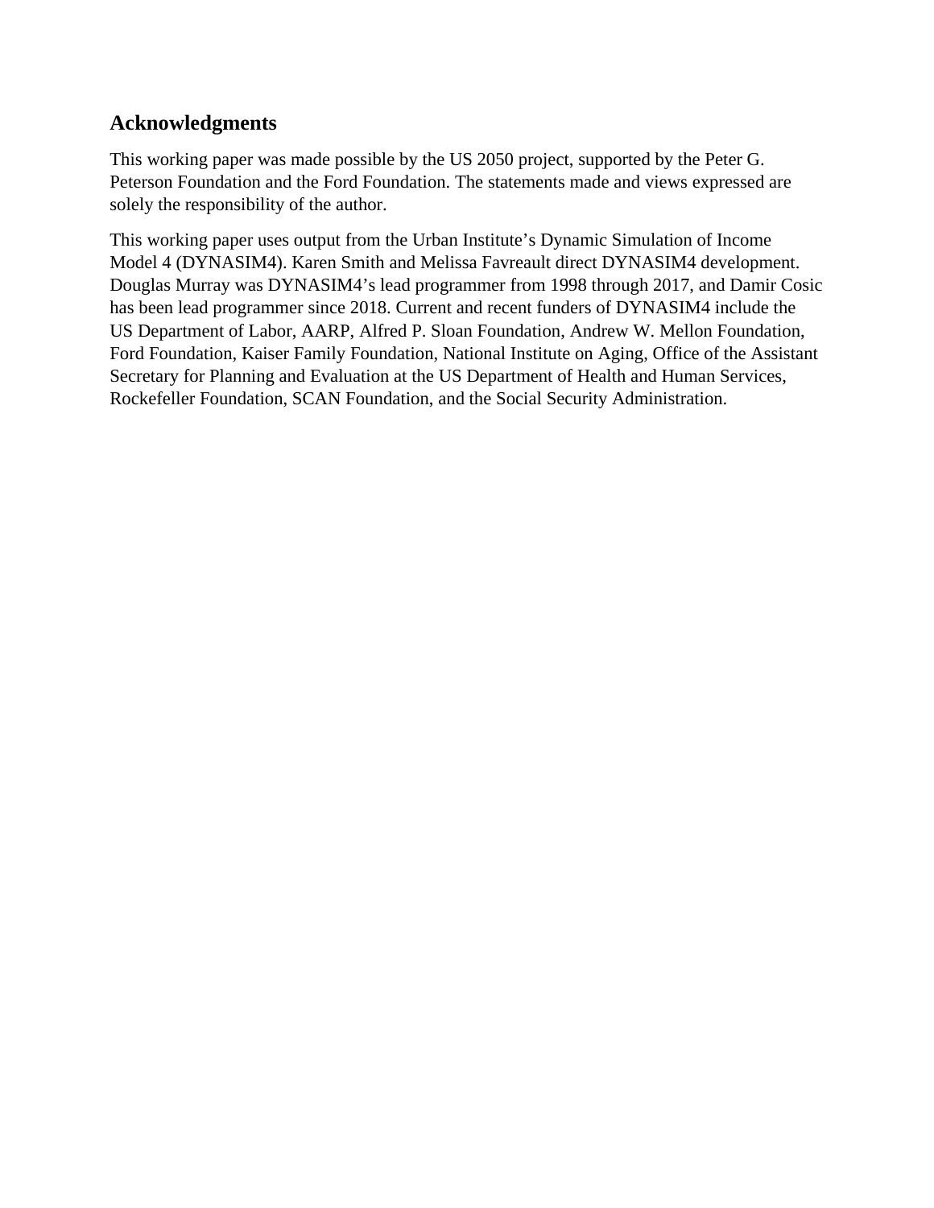## Acknowledgments

This working paper was made possible by the US 2050 project, supported by the Peter G. Peterson Foundation and the Ford Foundation. The statements made and views expressed are solely the responsibility of the author.

This working paper uses output from the Urban Institute's Dynamic Simulation of Income Model 4 (DYNASIM4). Karen Smith and Melissa Favreault direct DYNASIM4 development. Douglas Murray was DYNASIM4's lead programmer from 1998 through 2017, and Damir Cosic has been lead programmer since 2018. Current and recent funders of DYNASIM4 include the US Department of Labor, AARP, Alfred P. Sloan Foundation, Andrew W. Mellon Foundation, Ford Foundation, Kaiser Family Foundation, National Institute on Aging, Office of the Assistant Secretary for Planning and Evaluation at the US Department of Health and Human Services, Rockefeller Foundation, SCAN Foundation, and the Social Security Administration.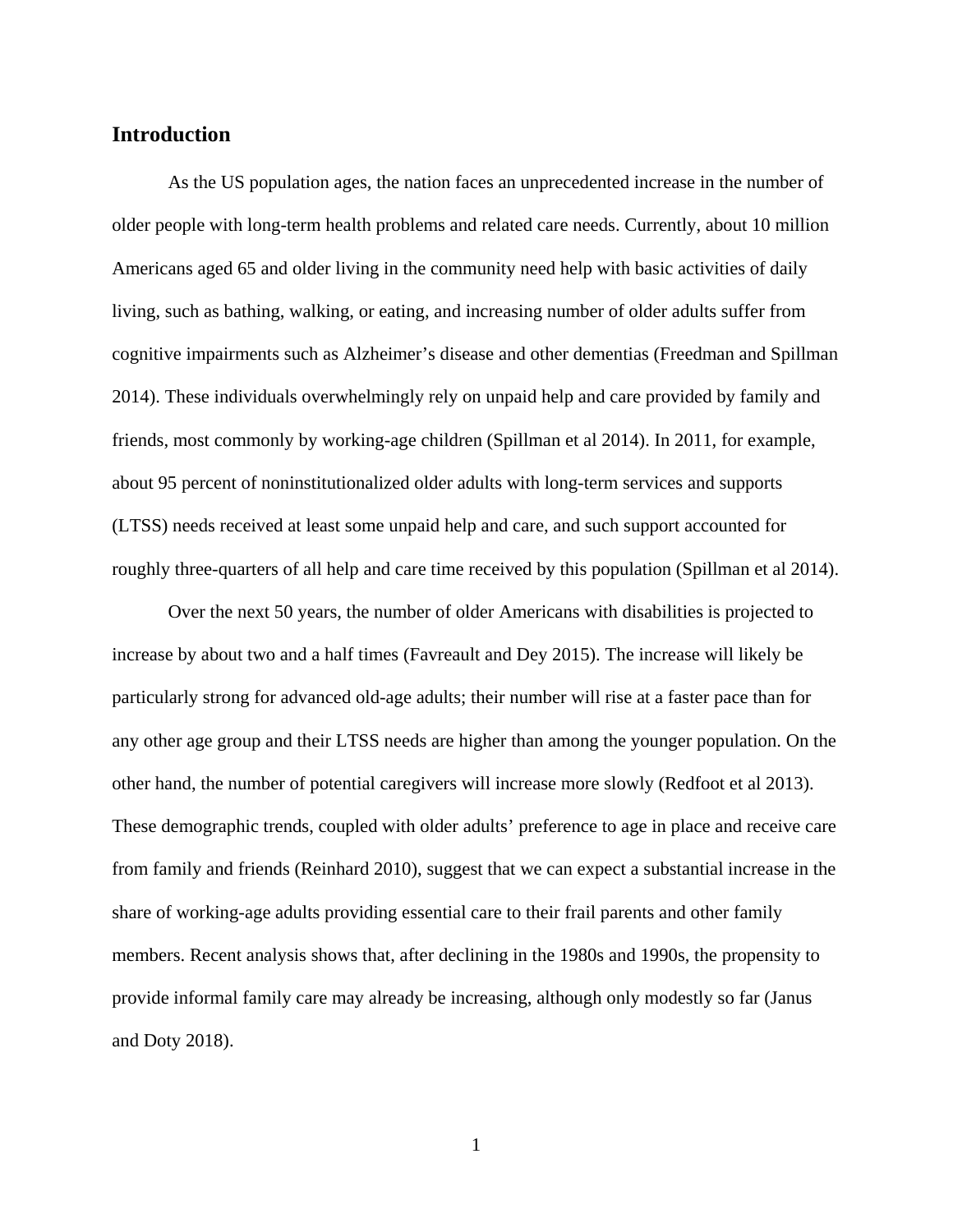## Introduction

As the US population ages, the nation faces an unprecedented increase in the number of older people with long-term health problems and related care needs. Currently, about 10 million Americans aged 65 and older living in the community need help with basic activities of daily living, such as bathing, walking, or eating, and increasing number of older adults suffer from cognitive impairments such as Alzheimer's disease and other dementias (Freedman and Spillman 2014). These individuals overwhelmingly rely on unpaid help and care provided by family and friends, most commonly by working-age children (Spillman et al 2014). In 2011, for example, about 95 percent of noninstitutionalized older adults with long-term services and supports (LTSS) needs received at least some unpaid help and care, and such support accounted for roughly three-quarters of all help and care time received by this population (Spillman et al 2014).

Over the next 50 years, the number of older Americans with disabilities is projected to increase by about two and a half times (Favreault and Dey 2015). The increase will likely be particularly strong for advanced old-age adults; their number will rise at a faster pace than for any other age group and their LTSS needs are higher than among the younger population. On the other hand, the number of potential caregivers will increase more slowly (Redfoot et al 2013). These demographic trends, coupled with older adults' preference to age in place and receive care from family and friends (Reinhard 2010), suggest that we can expect a substantial increase in the share of working-age adults providing essential care to their frail parents and other family members. Recent analysis shows that, after declining in the 1980s and 1990s, the propensity to provide informal family care may already be increasing, although only modestly so far (Janus and Doty 2018).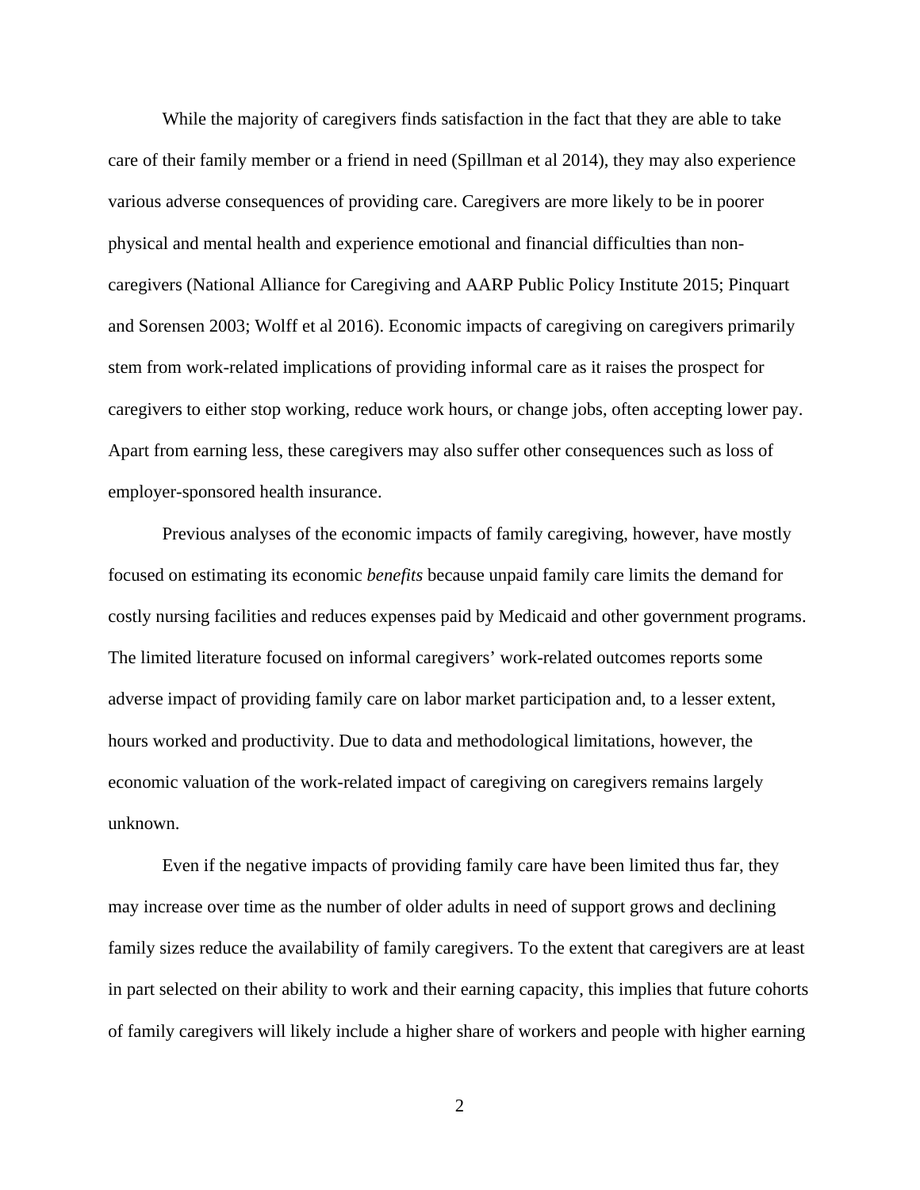While the majority of caregivers finds satisfaction in the fact that they are able to take care of their family member or a friend in need (Spillman et al 2014), they may also experience various adverse consequences of providing care. Caregivers are more likely to be in poorer physical and mental health and experience emotional and financial difficulties than non-caregivers (National Alliance for Caregiving and AARP Public Policy Institute 2015; Pinquart and Sorensen 2003; Wolff et al 2016). Economic impacts of caregiving on caregivers primarily stem from work-related implications of providing informal care as it raises the prospect for caregivers to either stop working, reduce work hours, or change jobs, often accepting lower pay. Apart from earning less, these caregivers may also suffer other consequences such as loss of employer-sponsored health insurance.

Previous analyses of the economic impacts of family caregiving, however, have mostly focused on estimating its economic *benefits* because unpaid family care limits the demand for costly nursing facilities and reduces expenses paid by Medicaid and other government programs. The limited literature focused on informal caregivers' work-related outcomes reports some adverse impact of providing family care on labor market participation and, to a lesser extent, hours worked and productivity. Due to data and methodological limitations, however, the economic valuation of the work-related impact of caregiving on caregivers remains largely unknown.

Even if the negative impacts of providing family care have been limited thus far, they may increase over time as the number of older adults in need of support grows and declining family sizes reduce the availability of family caregivers. To the extent that caregivers are at least in part selected on their ability to work and their earning capacity, this implies that future cohorts of family caregivers will likely include a higher share of workers and people with higher earning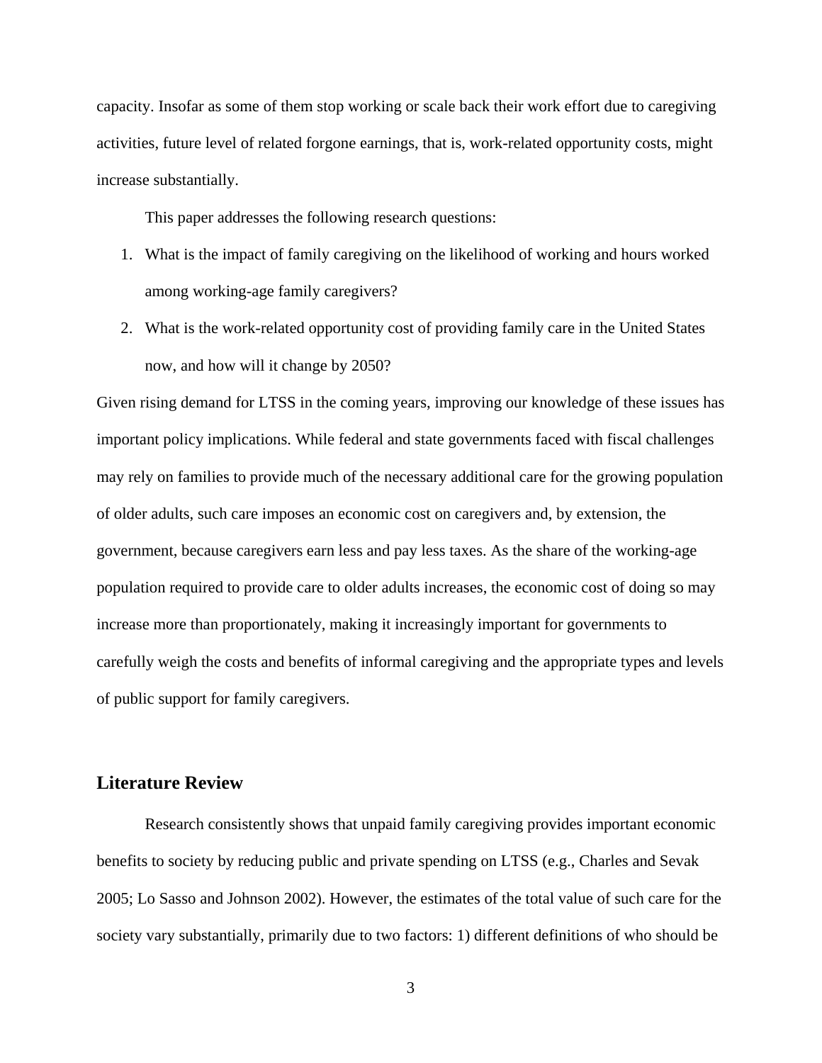capacity. Insofar as some of them stop working or scale back their work effort due to caregiving activities, future level of related forgone earnings, that is, work-related opportunity costs, might increase substantially.

This paper addresses the following research questions:

1. What is the impact of family caregiving on the likelihood of working and hours worked among working-age family caregivers?
2. What is the work-related opportunity cost of providing family care in the United States now, and how will it change by 2050?

Given rising demand for LTSS in the coming years, improving our knowledge of these issues has important policy implications. While federal and state governments faced with fiscal challenges may rely on families to provide much of the necessary additional care for the growing population of older adults, such care imposes an economic cost on caregivers and, by extension, the government, because caregivers earn less and pay less taxes. As the share of the working-age population required to provide care to older adults increases, the economic cost of doing so may increase more than proportionately, making it increasingly important for governments to carefully weigh the costs and benefits of informal caregiving and the appropriate types and levels of public support for family caregivers.

## Literature Review

Research consistently shows that unpaid family caregiving provides important economic benefits to society by reducing public and private spending on LTSS (e.g., Charles and Sevak 2005; Lo Sasso and Johnson 2002). However, the estimates of the total value of such care for the society vary substantially, primarily due to two factors: 1) different definitions of who should be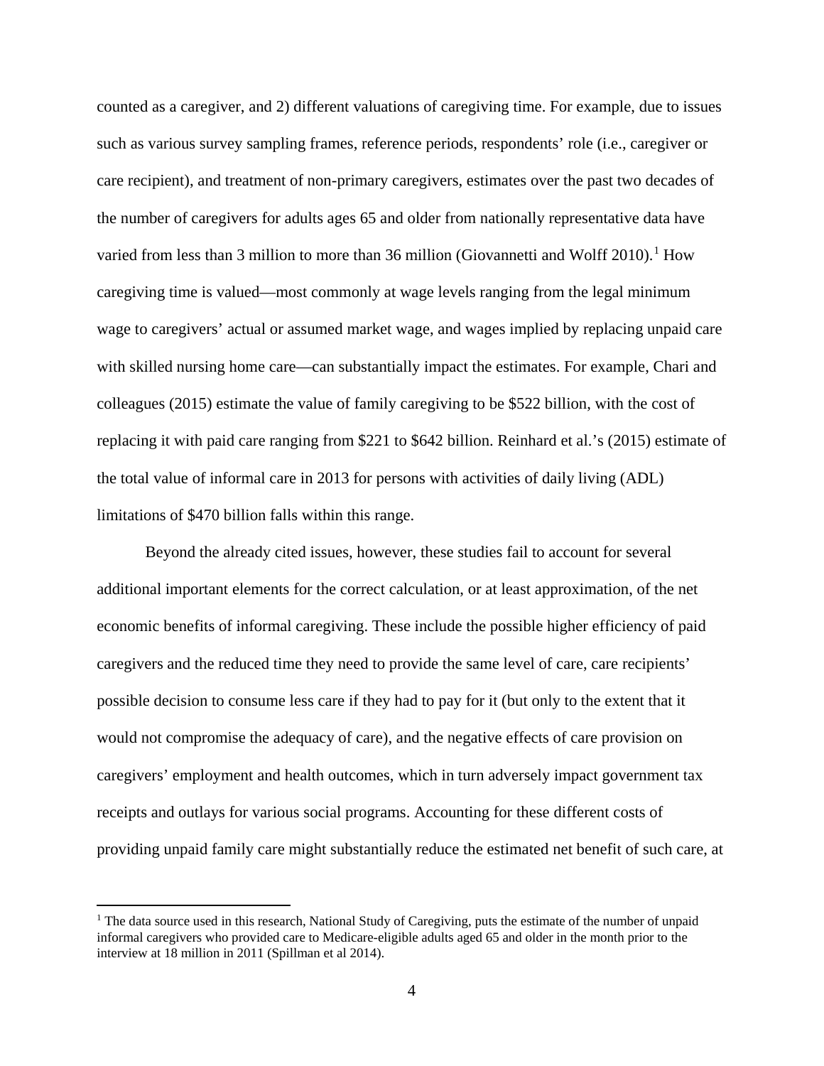counted as a caregiver, and 2) different valuations of caregiving time. For example, due to issues such as various survey sampling frames, reference periods, respondents' role (i.e., caregiver or care recipient), and treatment of non-primary caregivers, estimates over the past two decades of the number of caregivers for adults ages 65 and older from nationally representative data have varied from less than 3 million to more than 36 million (Giovannetti and Wolff 2010).[1] How caregiving time is valued—most commonly at wage levels ranging from the legal minimum wage to caregivers' actual or assumed market wage, and wages implied by replacing unpaid care with skilled nursing home care—can substantially impact the estimates. For example, Chari and colleagues (2015) estimate the value of family caregiving to be $522 billion, with the cost of replacing it with paid care ranging from $221 to $642 billion. Reinhard et al.'s (2015) estimate of the total value of informal care in 2013 for persons with activities of daily living (ADL) limitations of $470 billion falls within this range.

Beyond the already cited issues, however, these studies fail to account for several additional important elements for the correct calculation, or at least approximation, of the net economic benefits of informal caregiving. These include the possible higher efficiency of paid caregivers and the reduced time they need to provide the same level of care, care recipients' possible decision to consume less care if they had to pay for it (but only to the extent that it would not compromise the adequacy of care), and the negative effects of care provision on caregivers' employment and health outcomes, which in turn adversely impact government tax receipts and outlays for various social programs. Accounting for these different costs of providing unpaid family care might substantially reduce the estimated net benefit of such care, at

[1] The data source used in this research, National Study of Caregiving, puts the estimate of the number of unpaid informal caregivers who provided care to Medicare-eligible adults aged 65 and older in the month prior to the interview at 18 million in 2011 (Spillman et al 2014).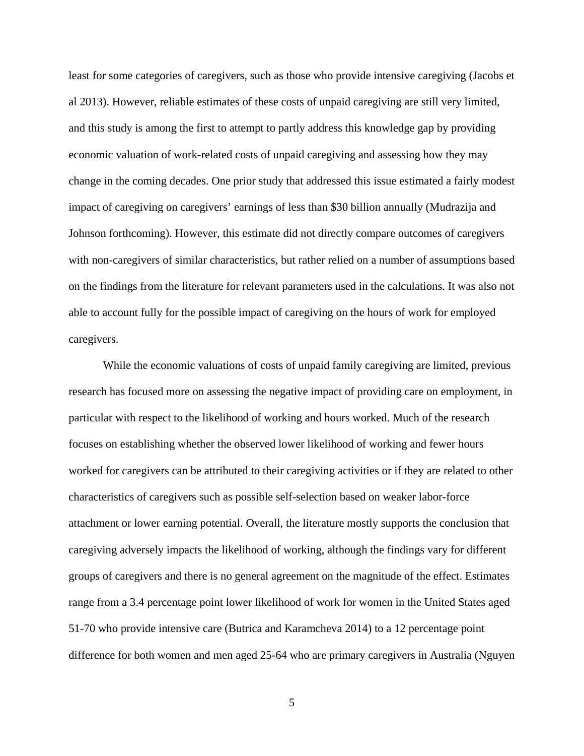least for some categories of caregivers, such as those who provide intensive caregiving (Jacobs et al 2013). However, reliable estimates of these costs of unpaid caregiving are still very limited, and this study is among the first to attempt to partly address this knowledge gap by providing economic valuation of work-related costs of unpaid caregiving and assessing how they may change in the coming decades. One prior study that addressed this issue estimated a fairly modest impact of caregiving on caregivers' earnings of less than $30 billion annually (Mudrazija and Johnson forthcoming). However, this estimate did not directly compare outcomes of caregivers with non-caregivers of similar characteristics, but rather relied on a number of assumptions based on the findings from the literature for relevant parameters used in the calculations. It was also not able to account fully for the possible impact of caregiving on the hours of work for employed caregivers.

While the economic valuations of costs of unpaid family caregiving are limited, previous research has focused more on assessing the negative impact of providing care on employment, in particular with respect to the likelihood of working and hours worked. Much of the research focuses on establishing whether the observed lower likelihood of working and fewer hours worked for caregivers can be attributed to their caregiving activities or if they are related to other characteristics of caregivers such as possible self-selection based on weaker labor-force attachment or lower earning potential. Overall, the literature mostly supports the conclusion that caregiving adversely impacts the likelihood of working, although the findings vary for different groups of caregivers and there is no general agreement on the magnitude of the effect. Estimates range from a 3.4 percentage point lower likelihood of work for women in the United States aged 51-70 who provide intensive care (Butrica and Karamcheva 2014) to a 12 percentage point difference for both women and men aged 25-64 who are primary caregivers in Australia (Nguyen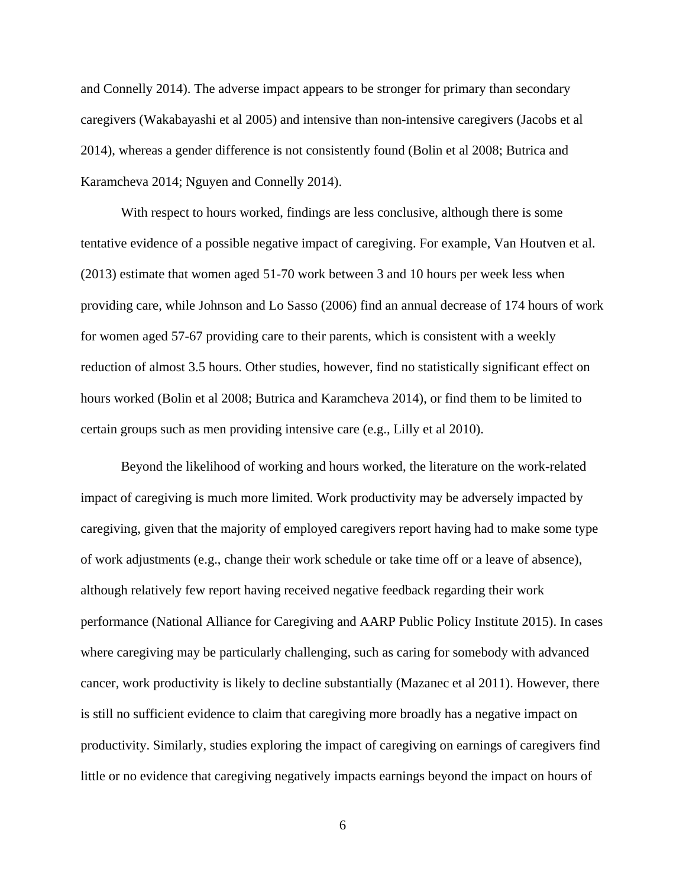and Connelly 2014). The adverse impact appears to be stronger for primary than secondary caregivers (Wakabayashi et al 2005) and intensive than non-intensive caregivers (Jacobs et al 2014), whereas a gender difference is not consistently found (Bolin et al 2008; Butrica and Karamcheva 2014; Nguyen and Connelly 2014).

With respect to hours worked, findings are less conclusive, although there is some tentative evidence of a possible negative impact of caregiving. For example, Van Houtven et al. (2013) estimate that women aged 51-70 work between 3 and 10 hours per week less when providing care, while Johnson and Lo Sasso (2006) find an annual decrease of 174 hours of work for women aged 57-67 providing care to their parents, which is consistent with a weekly reduction of almost 3.5 hours. Other studies, however, find no statistically significant effect on hours worked (Bolin et al 2008; Butrica and Karamcheva 2014), or find them to be limited to certain groups such as men providing intensive care (e.g., Lilly et al 2010).

Beyond the likelihood of working and hours worked, the literature on the work-related impact of caregiving is much more limited. Work productivity may be adversely impacted by caregiving, given that the majority of employed caregivers report having had to make some type of work adjustments (e.g., change their work schedule or take time off or a leave of absence), although relatively few report having received negative feedback regarding their work performance (National Alliance for Caregiving and AARP Public Policy Institute 2015). In cases where caregiving may be particularly challenging, such as caring for somebody with advanced cancer, work productivity is likely to decline substantially (Mazanec et al 2011). However, there is still no sufficient evidence to claim that caregiving more broadly has a negative impact on productivity. Similarly, studies exploring the impact of caregiving on earnings of caregivers find little or no evidence that caregiving negatively impacts earnings beyond the impact on hours of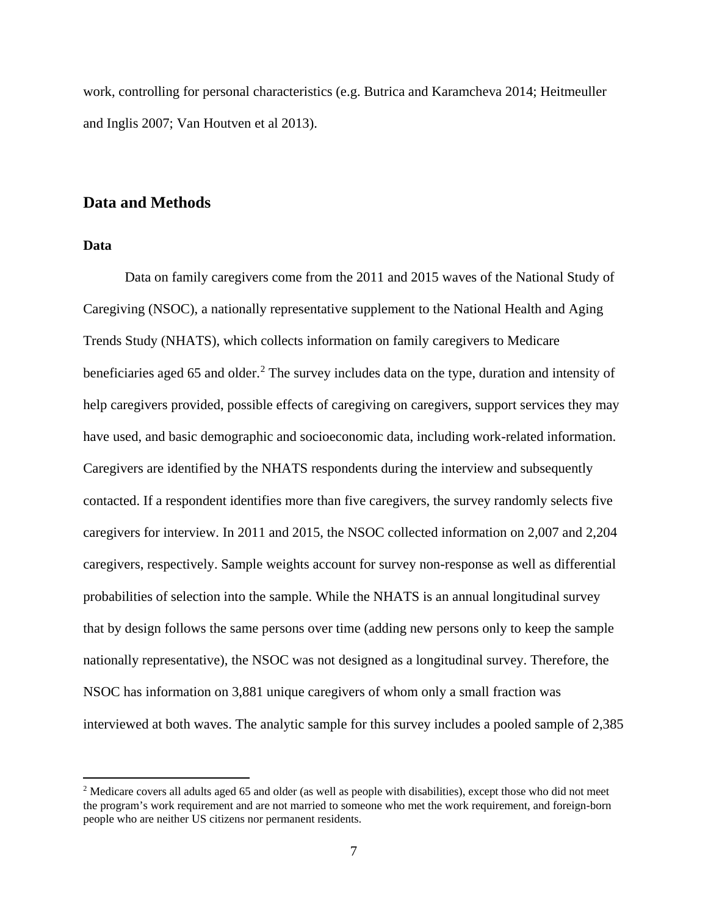work, controlling for personal characteristics (e.g. Butrica and Karamcheva 2014; Heitmeuller and Inglis 2007; Van Houtven et al 2013).

## Data and Methods

### Data

Data on family caregivers come from the 2011 and 2015 waves of the National Study of Caregiving (NSOC), a nationally representative supplement to the National Health and Aging Trends Study (NHATS), which collects information on family caregivers to Medicare beneficiaries aged 65 and older.[2] The survey includes data on the type, duration and intensity of help caregivers provided, possible effects of caregiving on caregivers, support services they may have used, and basic demographic and socioeconomic data, including work-related information. Caregivers are identified by the NHATS respondents during the interview and subsequently contacted. If a respondent identifies more than five caregivers, the survey randomly selects five caregivers for interview. In 2011 and 2015, the NSOC collected information on 2,007 and 2,204 caregivers, respectively. Sample weights account for survey non-response as well as differential probabilities of selection into the sample. While the NHATS is an annual longitudinal survey that by design follows the same persons over time (adding new persons only to keep the sample nationally representative), the NSOC was not designed as a longitudinal survey. Therefore, the NSOC has information on 3,881 unique caregivers of whom only a small fraction was interviewed at both waves. The analytic sample for this survey includes a pooled sample of 2,385

[2] Medicare covers all adults aged 65 and older (as well as people with disabilities), except those who did not meet the program's work requirement and are not married to someone who met the work requirement, and foreign-born people who are neither US citizens nor permanent residents.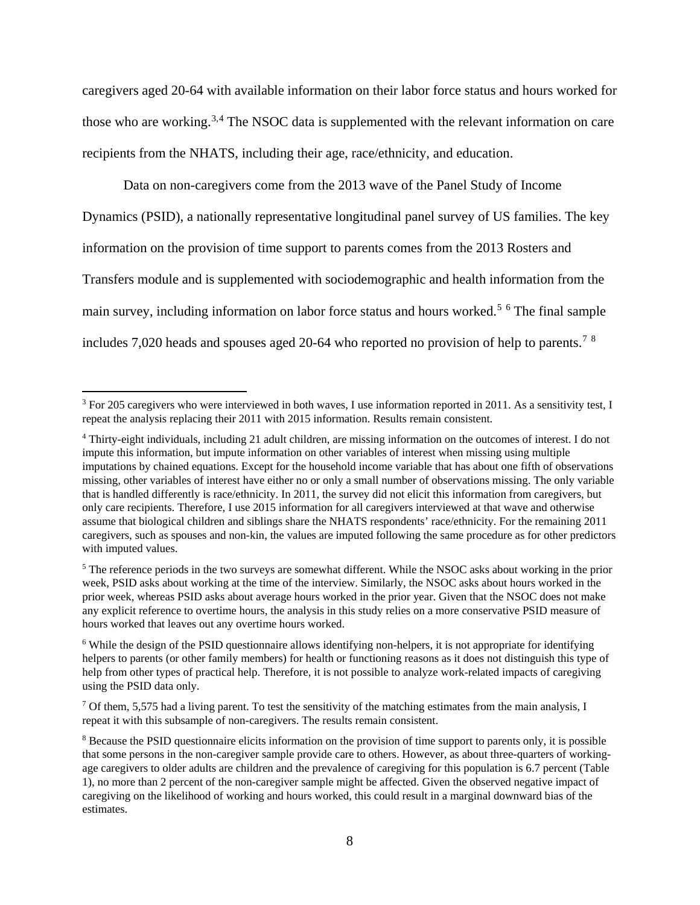caregivers aged 20-64 with available information on their labor force status and hours worked for those who are working.[3,4] The NSOC data is supplemented with the relevant information on care recipients from the NHATS, including their age, race/ethnicity, and education.

Data on non-caregivers come from the 2013 wave of the Panel Study of Income Dynamics (PSID), a nationally representative longitudinal panel survey of US families. The key information on the provision of time support to parents comes from the 2013 Rosters and Transfers module and is supplemented with sociodemographic and health information from the main survey, including information on labor force status and hours worked.[5] [6] The final sample includes 7,020 heads and spouses aged 20-64 who reported no provision of help to parents.[7] [8]

[3] For 205 caregivers who were interviewed in both waves, I use information reported in 2011. As a sensitivity test, I repeat the analysis replacing their 2011 with 2015 information. Results remain consistent.

[4] Thirty-eight individuals, including 21 adult children, are missing information on the outcomes of interest. I do not impute this information, but impute information on other variables of interest when missing using multiple imputations by chained equations. Except for the household income variable that has about one fifth of observations missing, other variables of interest have either no or only a small number of observations missing. The only variable that is handled differently is race/ethnicity. In 2011, the survey did not elicit this information from caregivers, but only care recipients. Therefore, I use 2015 information for all caregivers interviewed at that wave and otherwise assume that biological children and siblings share the NHATS respondents' race/ethnicity. For the remaining 2011 caregivers, such as spouses and non-kin, the values are imputed following the same procedure as for other predictors with imputed values.

[5] The reference periods in the two surveys are somewhat different. While the NSOC asks about working in the prior week, PSID asks about working at the time of the interview. Similarly, the NSOC asks about hours worked in the prior week, whereas PSID asks about average hours worked in the prior year. Given that the NSOC does not make any explicit reference to overtime hours, the analysis in this study relies on a more conservative PSID measure of hours worked that leaves out any overtime hours worked.

[6] While the design of the PSID questionnaire allows identifying non-helpers, it is not appropriate for identifying helpers to parents (or other family members) for health or functioning reasons as it does not distinguish this type of help from other types of practical help. Therefore, it is not possible to analyze work-related impacts of caregiving using the PSID data only.

[7] Of them, 5,575 had a living parent. To test the sensitivity of the matching estimates from the main analysis, I repeat it with this subsample of non-caregivers. The results remain consistent.

[8] Because the PSID questionnaire elicits information on the provision of time support to parents only, it is possible that some persons in the non-caregiver sample provide care to others. However, as about three-quarters of working-age caregivers to older adults are children and the prevalence of caregiving for this population is 6.7 percent (Table 1), no more than 2 percent of the non-caregiver sample might be affected. Given the observed negative impact of caregiving on the likelihood of working and hours worked, this could result in a marginal downward bias of the estimates.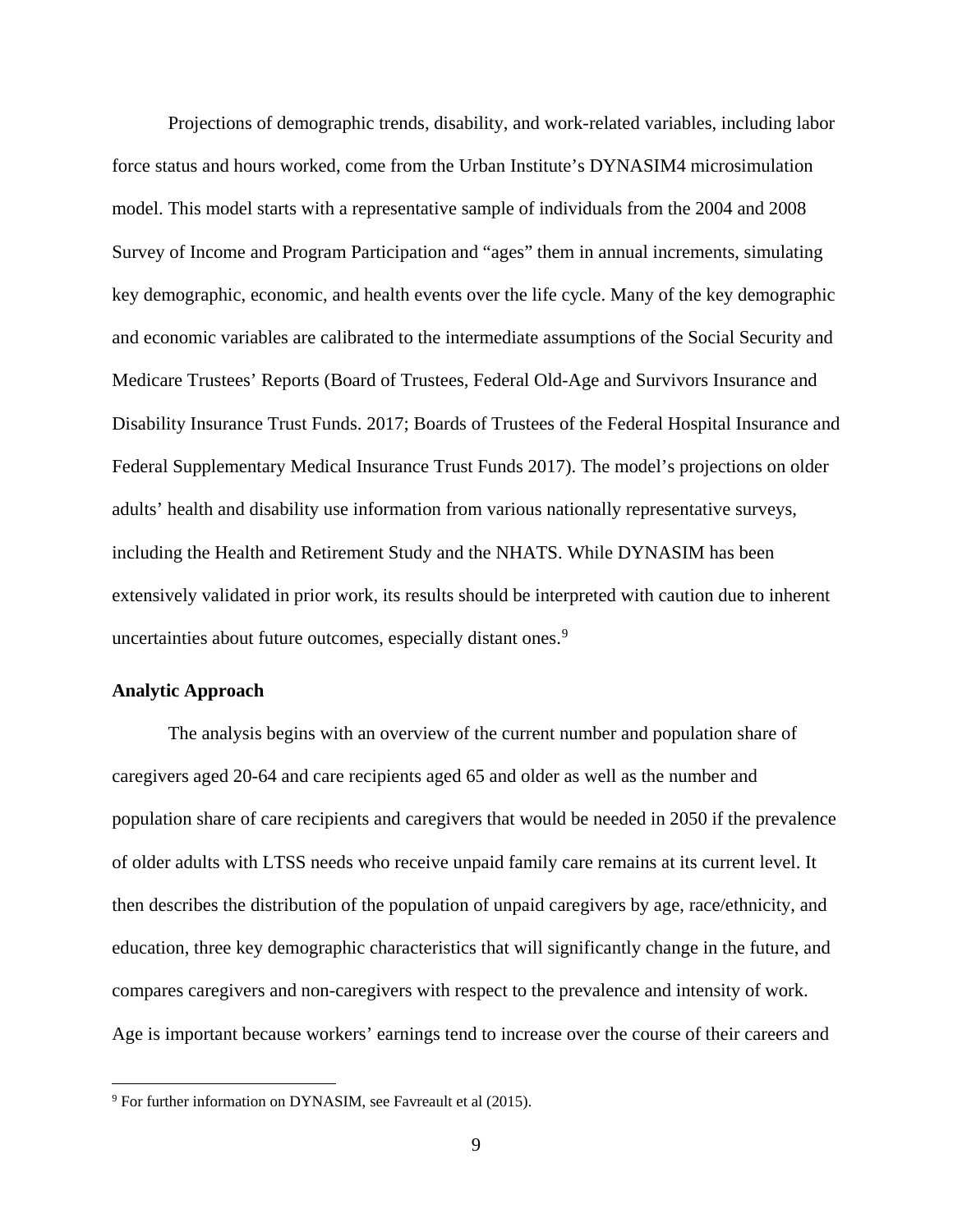Projections of demographic trends, disability, and work-related variables, including labor force status and hours worked, come from the Urban Institute's DYNASIM4 microsimulation model. This model starts with a representative sample of individuals from the 2004 and 2008 Survey of Income and Program Participation and "ages" them in annual increments, simulating key demographic, economic, and health events over the life cycle. Many of the key demographic and economic variables are calibrated to the intermediate assumptions of the Social Security and Medicare Trustees' Reports (Board of Trustees, Federal Old-Age and Survivors Insurance and Disability Insurance Trust Funds. 2017; Boards of Trustees of the Federal Hospital Insurance and Federal Supplementary Medical Insurance Trust Funds 2017). The model's projections on older adults' health and disability use information from various nationally representative surveys, including the Health and Retirement Study and the NHATS. While DYNASIM has been extensively validated in prior work, its results should be interpreted with caution due to inherent uncertainties about future outcomes, especially distant ones.[9]

**Analytic Approach**

The analysis begins with an overview of the current number and population share of caregivers aged 20-64 and care recipients aged 65 and older as well as the number and population share of care recipients and caregivers that would be needed in 2050 if the prevalence of older adults with LTSS needs who receive unpaid family care remains at its current level. It then describes the distribution of the population of unpaid caregivers by age, race/ethnicity, and education, three key demographic characteristics that will significantly change in the future, and compares caregivers and non-caregivers with respect to the prevalence and intensity of work. Age is important because workers' earnings tend to increase over the course of their careers and

[9] For further information on DYNASIM, see Favreault et al (2015).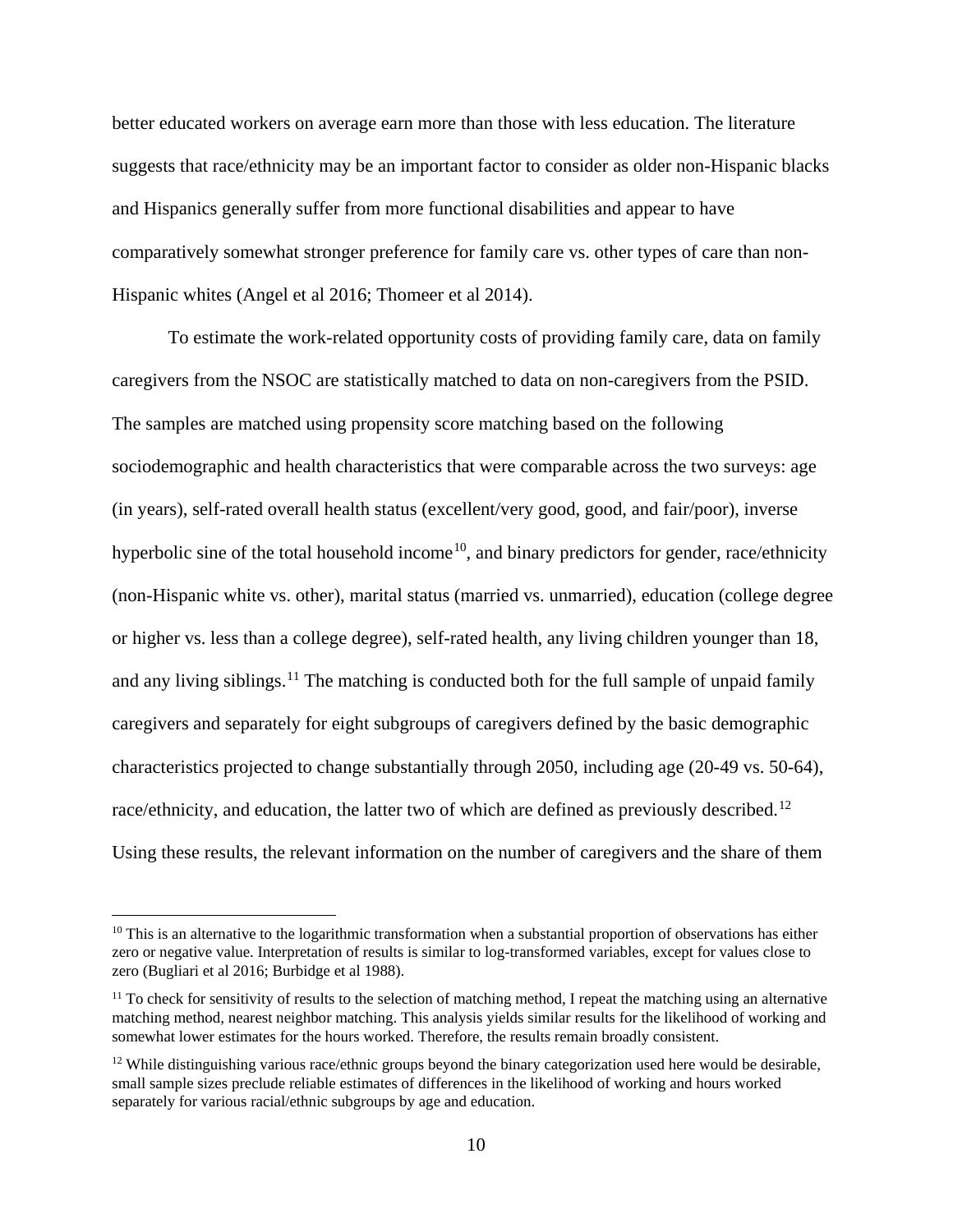better educated workers on average earn more than those with less education. The literature suggests that race/ethnicity may be an important factor to consider as older non-Hispanic blacks and Hispanics generally suffer from more functional disabilities and appear to have comparatively somewhat stronger preference for family care vs. other types of care than non-Hispanic whites (Angel et al 2016; Thomeer et al 2014).

To estimate the work-related opportunity costs of providing family care, data on family caregivers from the NSOC are statistically matched to data on non-caregivers from the PSID. The samples are matched using propensity score matching based on the following sociodemographic and health characteristics that were comparable across the two surveys: age (in years), self-rated overall health status (excellent/very good, good, and fair/poor), inverse hyperbolic sine of the total household income[10], and binary predictors for gender, race/ethnicity (non-Hispanic white vs. other), marital status (married vs. unmarried), education (college degree or higher vs. less than a college degree), self-rated health, any living children younger than 18, and any living siblings.[11] The matching is conducted both for the full sample of unpaid family caregivers and separately for eight subgroups of caregivers defined by the basic demographic characteristics projected to change substantially through 2050, including age (20-49 vs. 50-64), race/ethnicity, and education, the latter two of which are defined as previously described.[12] Using these results, the relevant information on the number of caregivers and the share of them

[10] This is an alternative to the logarithmic transformation when a substantial proportion of observations has either zero or negative value. Interpretation of results is similar to log-transformed variables, except for values close to zero (Bugliari et al 2016; Burbidge et al 1988).

[11] To check for sensitivity of results to the selection of matching method, I repeat the matching using an alternative matching method, nearest neighbor matching. This analysis yields similar results for the likelihood of working and somewhat lower estimates for the hours worked. Therefore, the results remain broadly consistent.

[12] While distinguishing various race/ethnic groups beyond the binary categorization used here would be desirable, small sample sizes preclude reliable estimates of differences in the likelihood of working and hours worked separately for various racial/ethnic subgroups by age and education.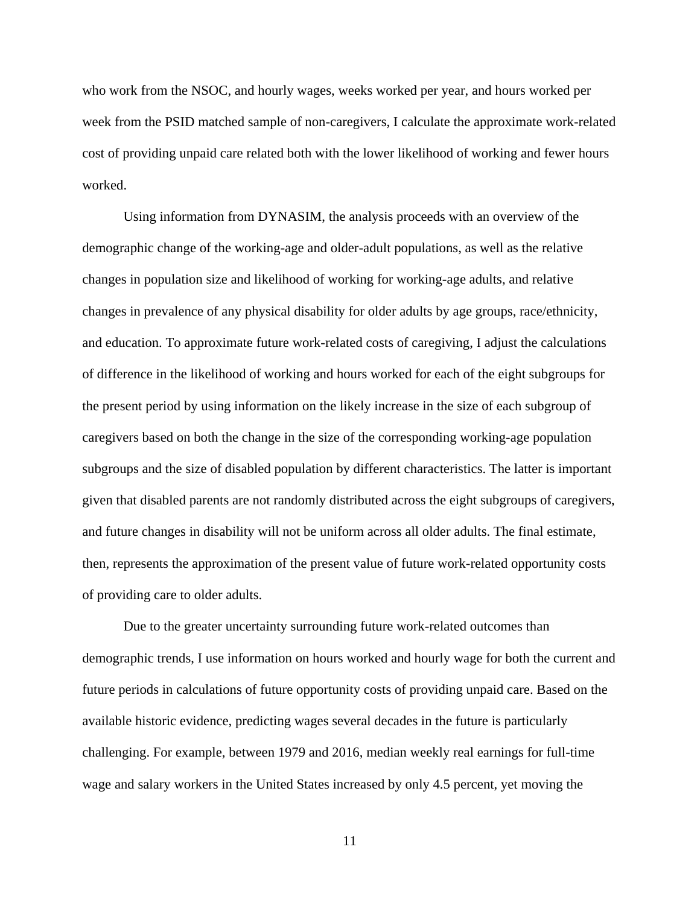who work from the NSOC, and hourly wages, weeks worked per year, and hours worked per week from the PSID matched sample of non-caregivers, I calculate the approximate work-related cost of providing unpaid care related both with the lower likelihood of working and fewer hours worked.

Using information from DYNASIM, the analysis proceeds with an overview of the demographic change of the working-age and older-adult populations, as well as the relative changes in population size and likelihood of working for working-age adults, and relative changes in prevalence of any physical disability for older adults by age groups, race/ethnicity, and education. To approximate future work-related costs of caregiving, I adjust the calculations of difference in the likelihood of working and hours worked for each of the eight subgroups for the present period by using information on the likely increase in the size of each subgroup of caregivers based on both the change in the size of the corresponding working-age population subgroups and the size of disabled population by different characteristics. The latter is important given that disabled parents are not randomly distributed across the eight subgroups of caregivers, and future changes in disability will not be uniform across all older adults. The final estimate, then, represents the approximation of the present value of future work-related opportunity costs of providing care to older adults.

Due to the greater uncertainty surrounding future work-related outcomes than demographic trends, I use information on hours worked and hourly wage for both the current and future periods in calculations of future opportunity costs of providing unpaid care. Based on the available historic evidence, predicting wages several decades in the future is particularly challenging. For example, between 1979 and 2016, median weekly real earnings for full-time wage and salary workers in the United States increased by only 4.5 percent, yet moving the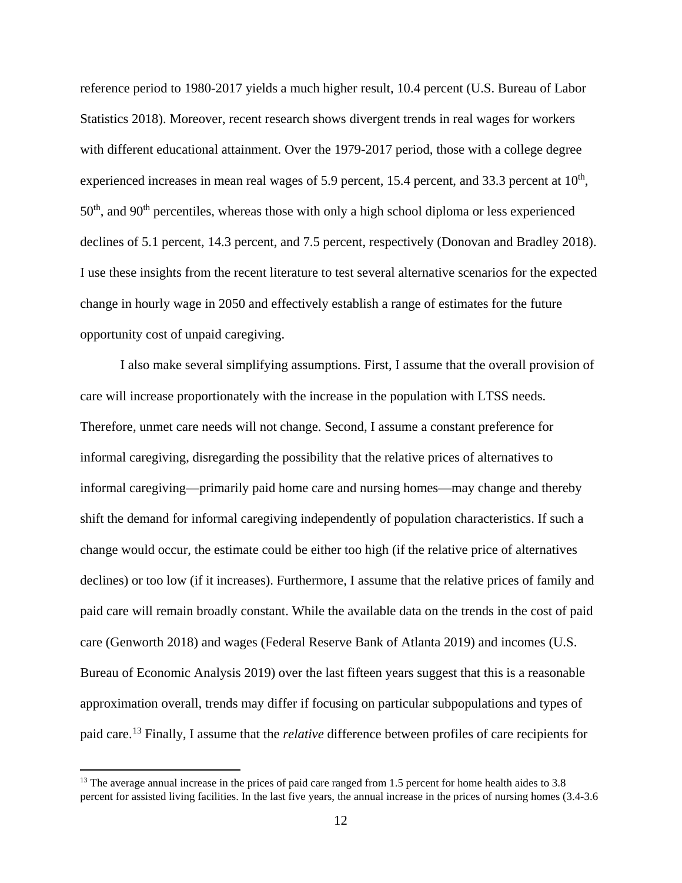reference period to 1980-2017 yields a much higher result, 10.4 percent (U.S. Bureau of Labor Statistics 2018). Moreover, recent research shows divergent trends in real wages for workers with different educational attainment. Over the 1979-2017 period, those with a college degree experienced increases in mean real wages of 5.9 percent, 15.4 percent, and 33.3 percent at 10th, 50th, and 90th percentiles, whereas those with only a high school diploma or less experienced declines of 5.1 percent, 14.3 percent, and 7.5 percent, respectively (Donovan and Bradley 2018). I use these insights from the recent literature to test several alternative scenarios for the expected change in hourly wage in 2050 and effectively establish a range of estimates for the future opportunity cost of unpaid caregiving.

I also make several simplifying assumptions. First, I assume that the overall provision of care will increase proportionately with the increase in the population with LTSS needs. Therefore, unmet care needs will not change. Second, I assume a constant preference for informal caregiving, disregarding the possibility that the relative prices of alternatives to informal caregiving—primarily paid home care and nursing homes—may change and thereby shift the demand for informal caregiving independently of population characteristics. If such a change would occur, the estimate could be either too high (if the relative price of alternatives declines) or too low (if it increases). Furthermore, I assume that the relative prices of family and paid care will remain broadly constant. While the available data on the trends in the cost of paid care (Genworth 2018) and wages (Federal Reserve Bank of Atlanta 2019) and incomes (U.S. Bureau of Economic Analysis 2019) over the last fifteen years suggest that this is a reasonable approximation overall, trends may differ if focusing on particular subpopulations and types of paid care.[13] Finally, I assume that the *relative* difference between profiles of care recipients for

---

[13] The average annual increase in the prices of paid care ranged from 1.5 percent for home health aides to 3.8 percent for assisted living facilities. In the last five years, the annual increase in the prices of nursing homes (3.4-3.6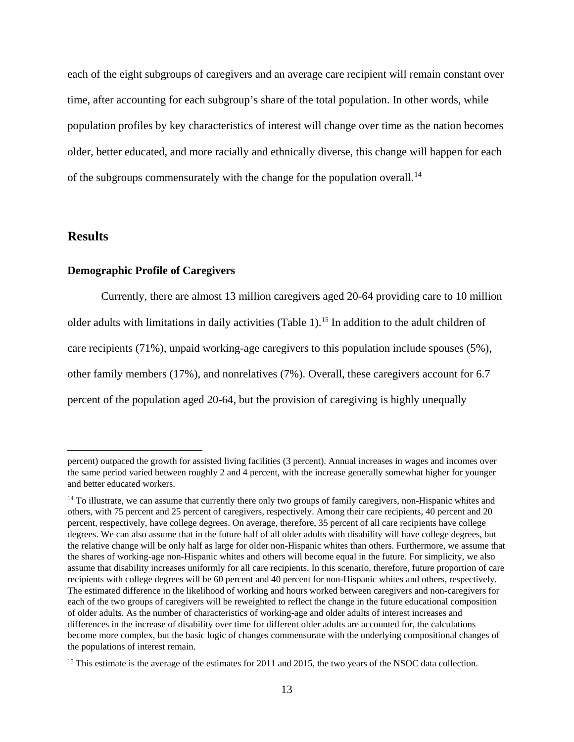each of the eight subgroups of caregivers and an average care recipient will remain constant over time, after accounting for each subgroup's share of the total population. In other words, while population profiles by key characteristics of interest will change over time as the nation becomes older, better educated, and more racially and ethnically diverse, this change will happen for each of the subgroups commensurately with the change for the population overall.[14]

## Results

### Demographic Profile of Caregivers

Currently, there are almost 13 million caregivers aged 20-64 providing care to 10 million older adults with limitations in daily activities (Table 1).[15] In addition to the adult children of care recipients (71%), unpaid working-age caregivers to this population include spouses (5%), other family members (17%), and nonrelatives (7%). Overall, these caregivers account for 6.7 percent of the population aged 20-64, but the provision of caregiving is highly unequally

---

percent) outpaced the growth for assisted living facilities (3 percent). Annual increases in wages and incomes over the same period varied between roughly 2 and 4 percent, with the increase generally somewhat higher for younger and better educated workers.

[14] To illustrate, we can assume that currently there only two groups of family caregivers, non-Hispanic whites and others, with 75 percent and 25 percent of caregivers, respectively. Among their care recipients, 40 percent and 20 percent, respectively, have college degrees. On average, therefore, 35 percent of all care recipients have college degrees. We can also assume that in the future half of all older adults with disability will have college degrees, but the relative change will be only half as large for older non-Hispanic whites than others. Furthermore, we assume that the shares of working-age non-Hispanic whites and others will become equal in the future. For simplicity, we also assume that disability increases uniformly for all care recipients. In this scenario, therefore, future proportion of care recipients with college degrees will be 60 percent and 40 percent for non-Hispanic whites and others, respectively. The estimated difference in the likelihood of working and hours worked between caregivers and non-caregivers for each of the two groups of caregivers will be reweighted to reflect the change in the future educational composition of older adults. As the number of characteristics of working-age and older adults of interest increases and differences in the increase of disability over time for different older adults are accounted for, the calculations become more complex, but the basic logic of changes commensurate with the underlying compositional changes of the populations of interest remain.

[15] This estimate is the average of the estimates for 2011 and 2015, the two years of the NSOC data collection.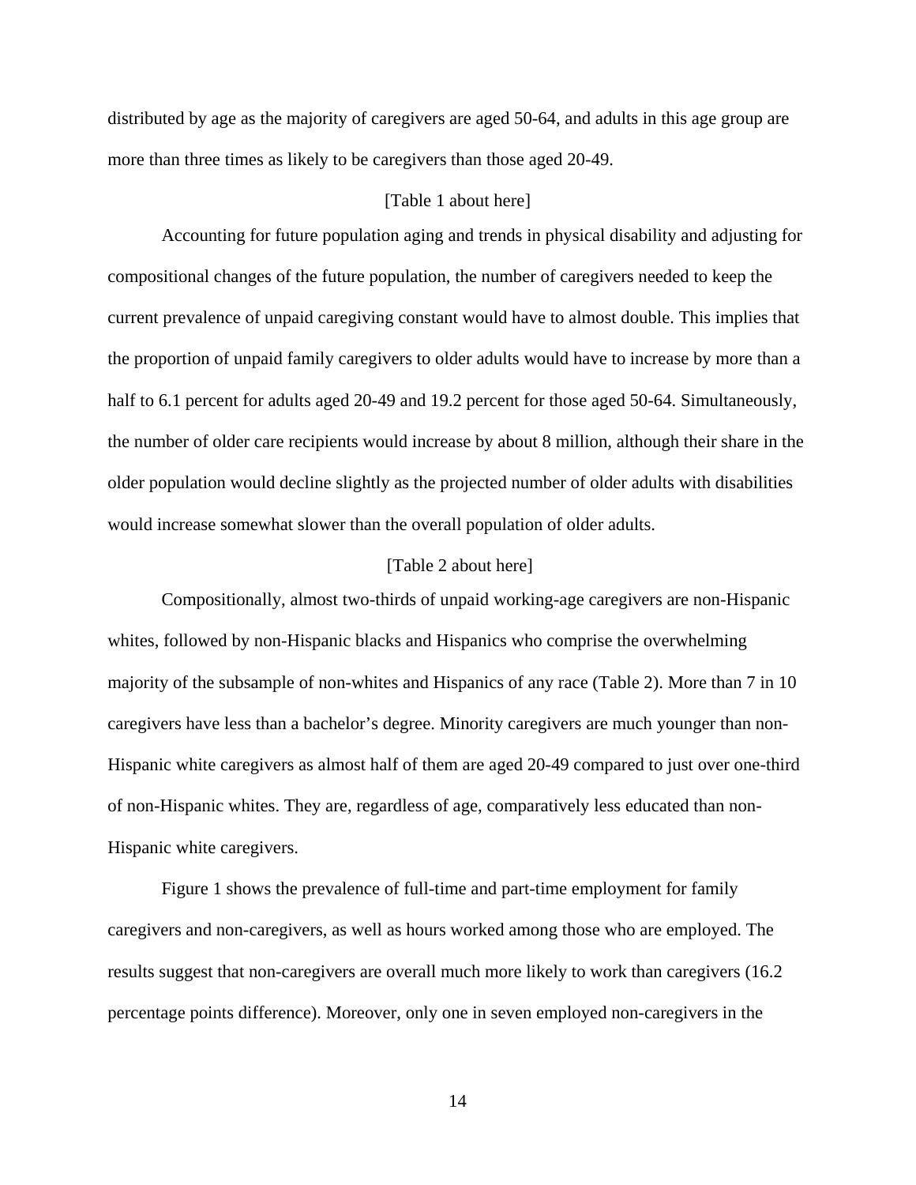distributed by age as the majority of caregivers are aged 50-64, and adults in this age group are more than three times as likely to be caregivers than those aged 20-49.

[Table 1 about here]

Accounting for future population aging and trends in physical disability and adjusting for compositional changes of the future population, the number of caregivers needed to keep the current prevalence of unpaid caregiving constant would have to almost double. This implies that the proportion of unpaid family caregivers to older adults would have to increase by more than a half to 6.1 percent for adults aged 20-49 and 19.2 percent for those aged 50-64. Simultaneously, the number of older care recipients would increase by about 8 million, although their share in the older population would decline slightly as the projected number of older adults with disabilities would increase somewhat slower than the overall population of older adults.

[Table 2 about here]

Compositionally, almost two-thirds of unpaid working-age caregivers are non-Hispanic whites, followed by non-Hispanic blacks and Hispanics who comprise the overwhelming majority of the subsample of non-whites and Hispanics of any race (Table 2). More than 7 in 10 caregivers have less than a bachelor's degree. Minority caregivers are much younger than non-Hispanic white caregivers as almost half of them are aged 20-49 compared to just over one-third of non-Hispanic whites. They are, regardless of age, comparatively less educated than non-Hispanic white caregivers.

Figure 1 shows the prevalence of full-time and part-time employment for family caregivers and non-caregivers, as well as hours worked among those who are employed. The results suggest that non-caregivers are overall much more likely to work than caregivers (16.2 percentage points difference). Moreover, only one in seven employed non-caregivers in the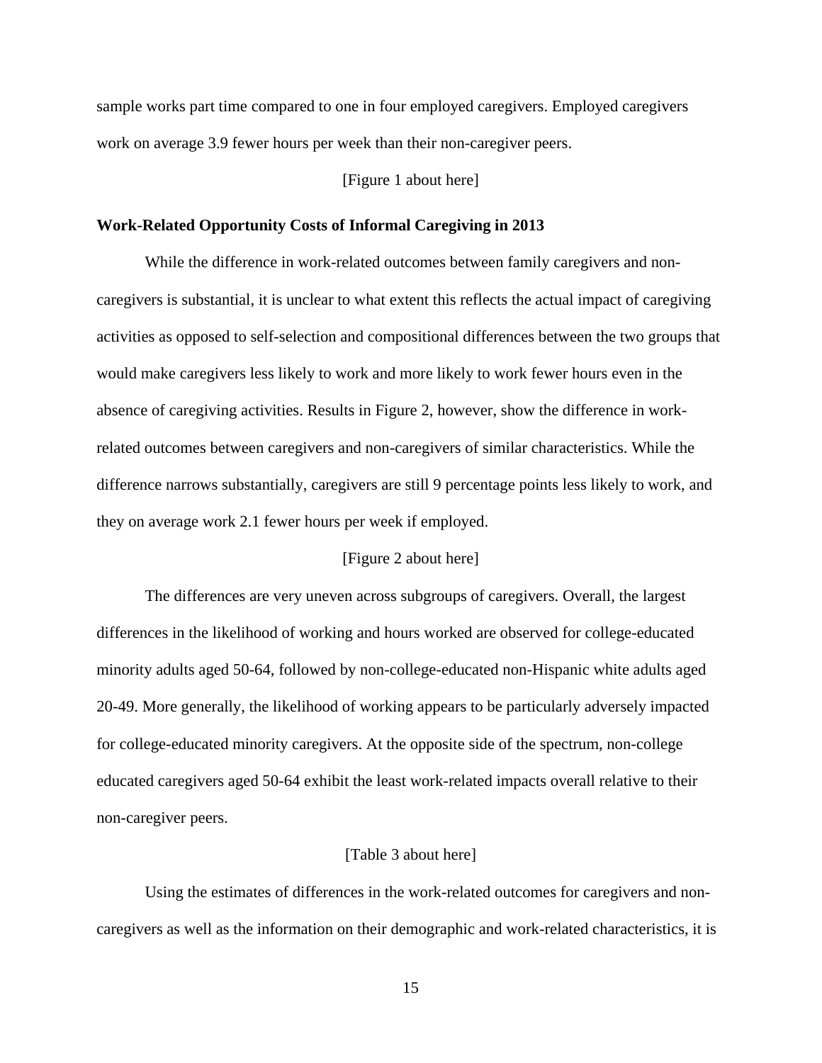sample works part time compared to one in four employed caregivers. Employed caregivers work on average 3.9 fewer hours per week than their non-caregiver peers.

[Figure 1 about here]

**Work-Related Opportunity Costs of Informal Caregiving in 2013**

While the difference in work-related outcomes between family caregivers and non-caregivers is substantial, it is unclear to what extent this reflects the actual impact of caregiving activities as opposed to self-selection and compositional differences between the two groups that would make caregivers less likely to work and more likely to work fewer hours even in the absence of caregiving activities. Results in Figure 2, however, show the difference in work-related outcomes between caregivers and non-caregivers of similar characteristics. While the difference narrows substantially, caregivers are still 9 percentage points less likely to work, and they on average work 2.1 fewer hours per week if employed.

[Figure 2 about here]

The differences are very uneven across subgroups of caregivers. Overall, the largest differences in the likelihood of working and hours worked are observed for college-educated minority adults aged 50-64, followed by non-college-educated non-Hispanic white adults aged 20-49. More generally, the likelihood of working appears to be particularly adversely impacted for college-educated minority caregivers. At the opposite side of the spectrum, non-college educated caregivers aged 50-64 exhibit the least work-related impacts overall relative to their non-caregiver peers.

[Table 3 about here]

Using the estimates of differences in the work-related outcomes for caregivers and non-caregivers as well as the information on their demographic and work-related characteristics, it is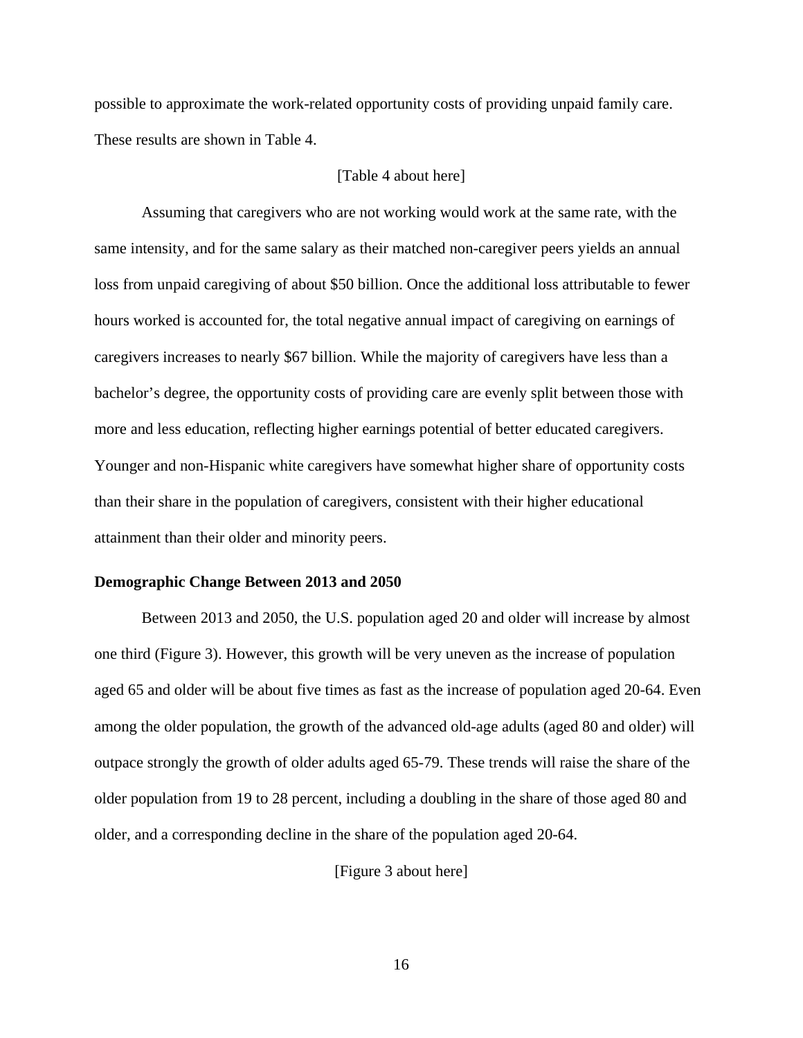possible to approximate the work-related opportunity costs of providing unpaid family care. These results are shown in Table 4.

[Table 4 about here]

Assuming that caregivers who are not working would work at the same rate, with the same intensity, and for the same salary as their matched non-caregiver peers yields an annual loss from unpaid caregiving of about $50 billion. Once the additional loss attributable to fewer hours worked is accounted for, the total negative annual impact of caregiving on earnings of caregivers increases to nearly $67 billion. While the majority of caregivers have less than a bachelor's degree, the opportunity costs of providing care are evenly split between those with more and less education, reflecting higher earnings potential of better educated caregivers. Younger and non-Hispanic white caregivers have somewhat higher share of opportunity costs than their share in the population of caregivers, consistent with their higher educational attainment than their older and minority peers.

**Demographic Change Between 2013 and 2050**

Between 2013 and 2050, the U.S. population aged 20 and older will increase by almost one third (Figure 3). However, this growth will be very uneven as the increase of population aged 65 and older will be about five times as fast as the increase of population aged 20-64. Even among the older population, the growth of the advanced old-age adults (aged 80 and older) will outpace strongly the growth of older adults aged 65-79. These trends will raise the share of the older population from 19 to 28 percent, including a doubling in the share of those aged 80 and older, and a corresponding decline in the share of the population aged 20-64.

[Figure 3 about here]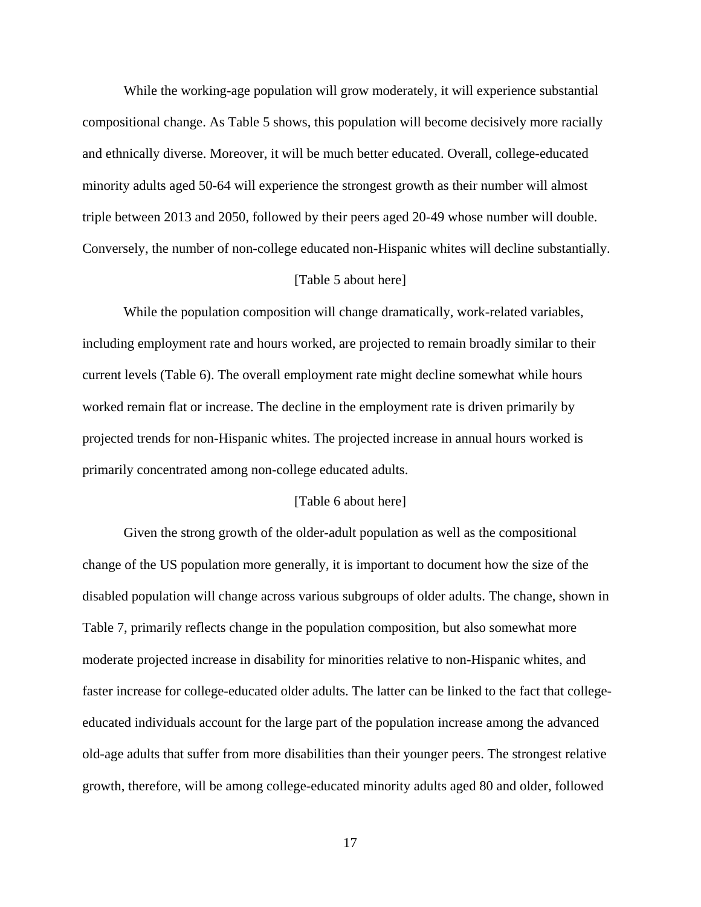While the working-age population will grow moderately, it will experience substantial compositional change. As Table 5 shows, this population will become decisively more racially and ethnically diverse. Moreover, it will be much better educated. Overall, college-educated minority adults aged 50-64 will experience the strongest growth as their number will almost triple between 2013 and 2050, followed by their peers aged 20-49 whose number will double. Conversely, the number of non-college educated non-Hispanic whites will decline substantially.

[Table 5 about here]

While the population composition will change dramatically, work-related variables, including employment rate and hours worked, are projected to remain broadly similar to their current levels (Table 6). The overall employment rate might decline somewhat while hours worked remain flat or increase. The decline in the employment rate is driven primarily by projected trends for non-Hispanic whites. The projected increase in annual hours worked is primarily concentrated among non-college educated adults.

[Table 6 about here]

Given the strong growth of the older-adult population as well as the compositional change of the US population more generally, it is important to document how the size of the disabled population will change across various subgroups of older adults. The change, shown in Table 7, primarily reflects change in the population composition, but also somewhat more moderate projected increase in disability for minorities relative to non-Hispanic whites, and faster increase for college-educated older adults. The latter can be linked to the fact that college-educated individuals account for the large part of the population increase among the advanced old-age adults that suffer from more disabilities than their younger peers. The strongest relative growth, therefore, will be among college-educated minority adults aged 80 and older, followed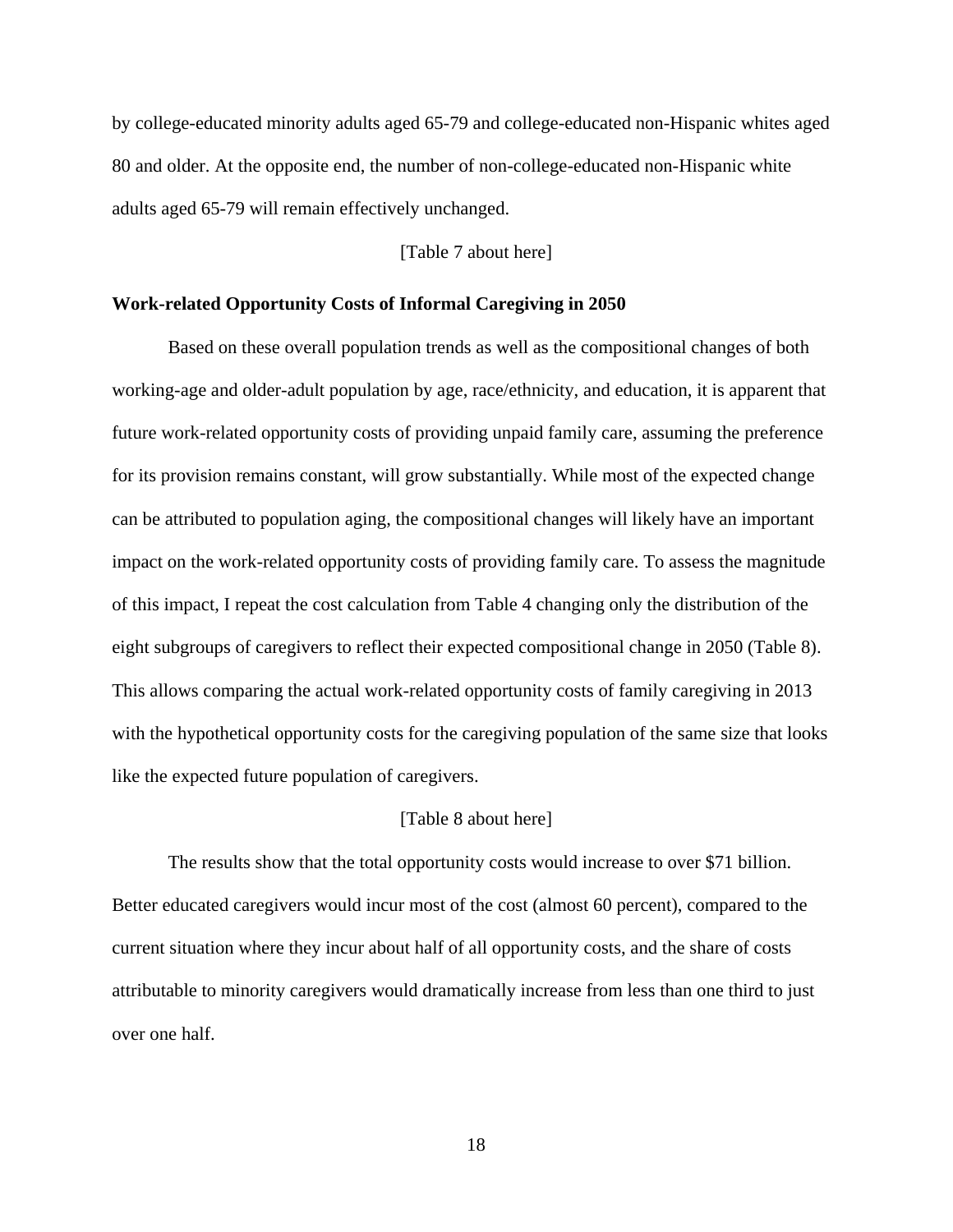by college-educated minority adults aged 65-79 and college-educated non-Hispanic whites aged 80 and older. At the opposite end, the number of non-college-educated non-Hispanic white adults aged 65-79 will remain effectively unchanged.

[Table 7 about here]

**Work-related Opportunity Costs of Informal Caregiving in 2050**

Based on these overall population trends as well as the compositional changes of both working-age and older-adult population by age, race/ethnicity, and education, it is apparent that future work-related opportunity costs of providing unpaid family care, assuming the preference for its provision remains constant, will grow substantially. While most of the expected change can be attributed to population aging, the compositional changes will likely have an important impact on the work-related opportunity costs of providing family care. To assess the magnitude of this impact, I repeat the cost calculation from Table 4 changing only the distribution of the eight subgroups of caregivers to reflect their expected compositional change in 2050 (Table 8). This allows comparing the actual work-related opportunity costs of family caregiving in 2013 with the hypothetical opportunity costs for the caregiving population of the same size that looks like the expected future population of caregivers.

[Table 8 about here]

The results show that the total opportunity costs would increase to over $71 billion. Better educated caregivers would incur most of the cost (almost 60 percent), compared to the current situation where they incur about half of all opportunity costs, and the share of costs attributable to minority caregivers would dramatically increase from less than one third to just over one half.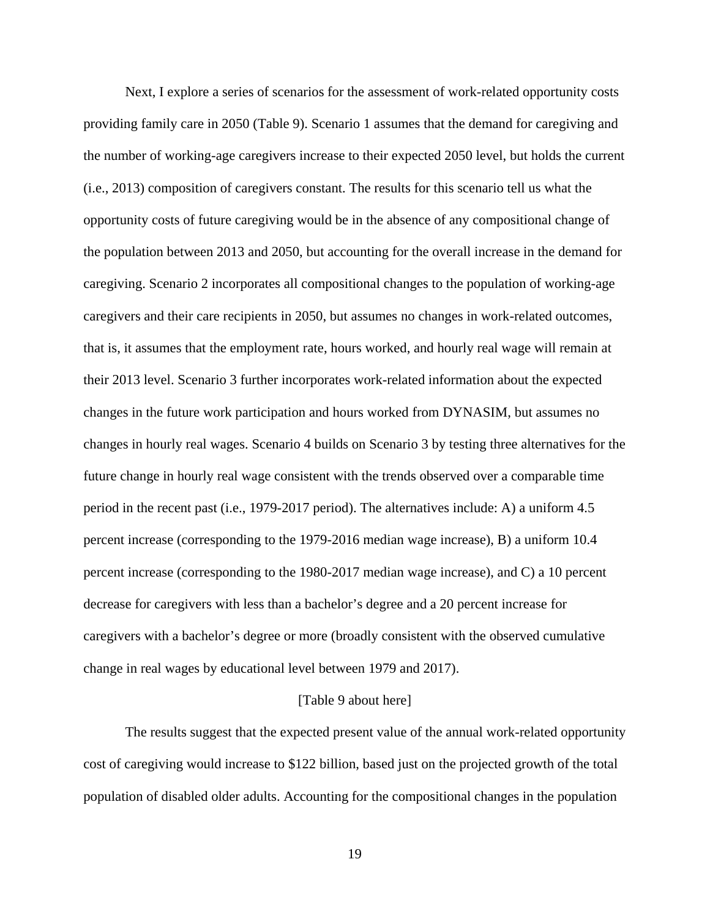Next, I explore a series of scenarios for the assessment of work-related opportunity costs providing family care in 2050 (Table 9). Scenario 1 assumes that the demand for caregiving and the number of working-age caregivers increase to their expected 2050 level, but holds the current (i.e., 2013) composition of caregivers constant. The results for this scenario tell us what the opportunity costs of future caregiving would be in the absence of any compositional change of the population between 2013 and 2050, but accounting for the overall increase in the demand for caregiving. Scenario 2 incorporates all compositional changes to the population of working-age caregivers and their care recipients in 2050, but assumes no changes in work-related outcomes, that is, it assumes that the employment rate, hours worked, and hourly real wage will remain at their 2013 level. Scenario 3 further incorporates work-related information about the expected changes in the future work participation and hours worked from DYNASIM, but assumes no changes in hourly real wages. Scenario 4 builds on Scenario 3 by testing three alternatives for the future change in hourly real wage consistent with the trends observed over a comparable time period in the recent past (i.e., 1979-2017 period). The alternatives include: A) a uniform 4.5 percent increase (corresponding to the 1979-2016 median wage increase), B) a uniform 10.4 percent increase (corresponding to the 1980-2017 median wage increase), and C) a 10 percent decrease for caregivers with less than a bachelor's degree and a 20 percent increase for caregivers with a bachelor's degree or more (broadly consistent with the observed cumulative change in real wages by educational level between 1979 and 2017).

[Table 9 about here]

The results suggest that the expected present value of the annual work-related opportunity cost of caregiving would increase to $122 billion, based just on the projected growth of the total population of disabled older adults. Accounting for the compositional changes in the population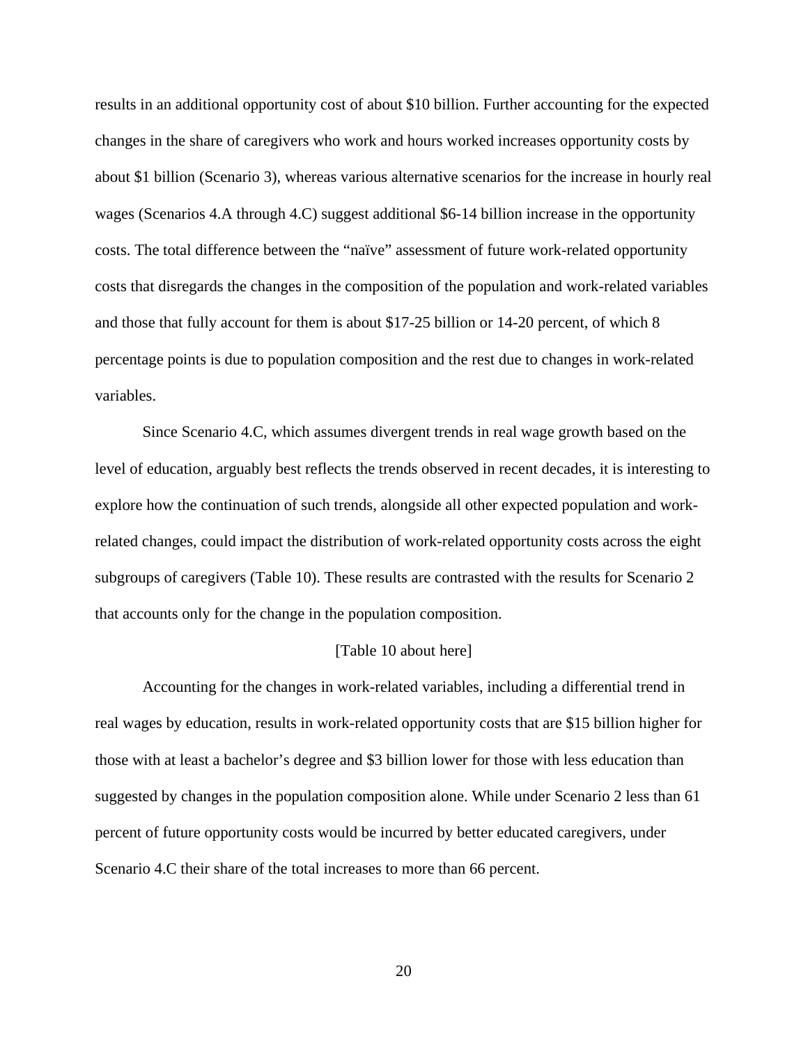results in an additional opportunity cost of about $10 billion. Further accounting for the expected changes in the share of caregivers who work and hours worked increases opportunity costs by about $1 billion (Scenario 3), whereas various alternative scenarios for the increase in hourly real wages (Scenarios 4.A through 4.C) suggest additional $6-14 billion increase in the opportunity costs. The total difference between the "naïve" assessment of future work-related opportunity costs that disregards the changes in the composition of the population and work-related variables and those that fully account for them is about $17-25 billion or 14-20 percent, of which 8 percentage points is due to population composition and the rest due to changes in work-related variables.

Since Scenario 4.C, which assumes divergent trends in real wage growth based on the level of education, arguably best reflects the trends observed in recent decades, it is interesting to explore how the continuation of such trends, alongside all other expected population and work-related changes, could impact the distribution of work-related opportunity costs across the eight subgroups of caregivers (Table 10). These results are contrasted with the results for Scenario 2 that accounts only for the change in the population composition.

[Table 10 about here]

Accounting for the changes in work-related variables, including a differential trend in real wages by education, results in work-related opportunity costs that are $15 billion higher for those with at least a bachelor's degree and $3 billion lower for those with less education than suggested by changes in the population composition alone. While under Scenario 2 less than 61 percent of future opportunity costs would be incurred by better educated caregivers, under Scenario 4.C their share of the total increases to more than 66 percent.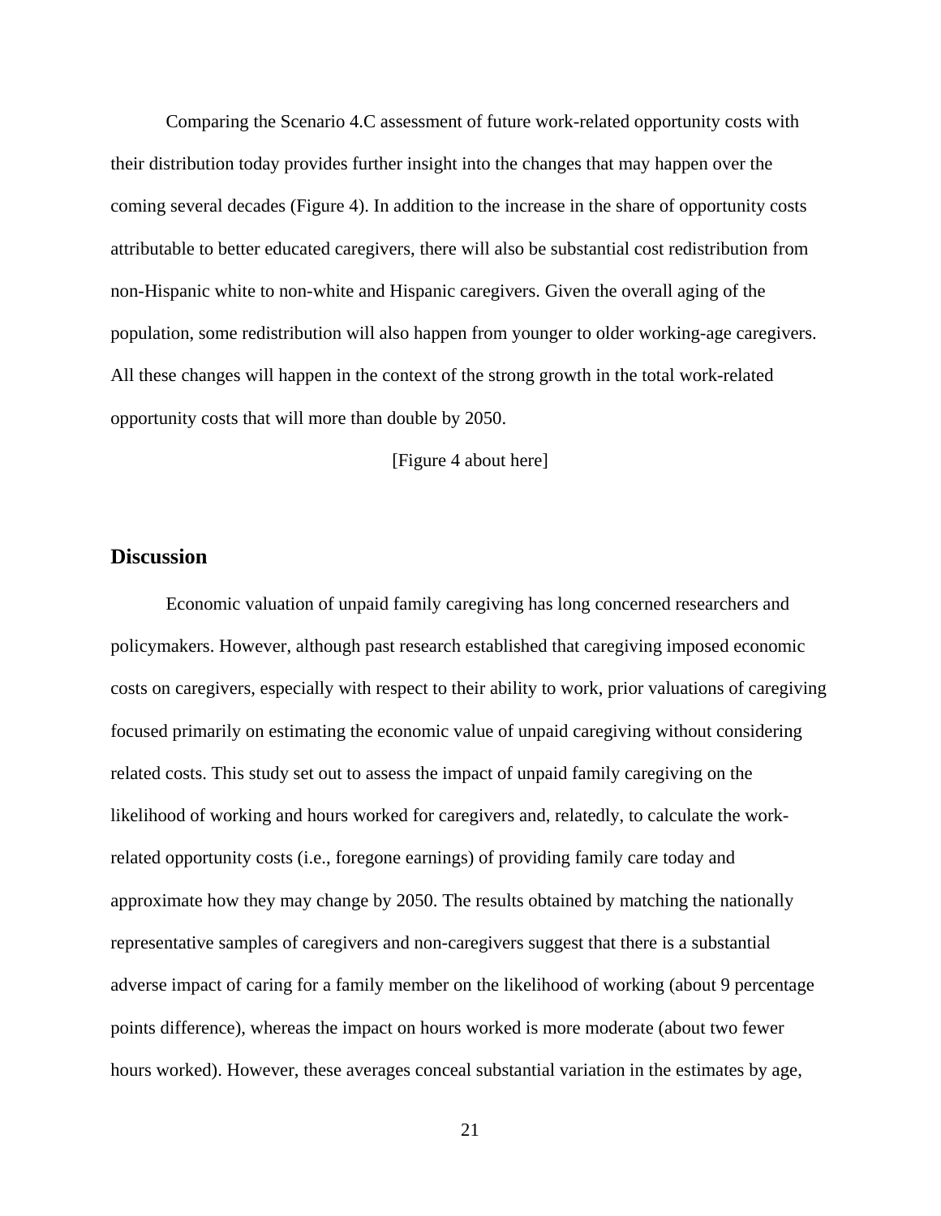Comparing the Scenario 4.C assessment of future work-related opportunity costs with their distribution today provides further insight into the changes that may happen over the coming several decades (Figure 4). In addition to the increase in the share of opportunity costs attributable to better educated caregivers, there will also be substantial cost redistribution from non-Hispanic white to non-white and Hispanic caregivers. Given the overall aging of the population, some redistribution will also happen from younger to older working-age caregivers. All these changes will happen in the context of the strong growth in the total work-related opportunity costs that will more than double by 2050.

[Figure 4 about here]

## Discussion

Economic valuation of unpaid family caregiving has long concerned researchers and policymakers. However, although past research established that caregiving imposed economic costs on caregivers, especially with respect to their ability to work, prior valuations of caregiving focused primarily on estimating the economic value of unpaid caregiving without considering related costs. This study set out to assess the impact of unpaid family caregiving on the likelihood of working and hours worked for caregivers and, relatedly, to calculate the work-related opportunity costs (i.e., foregone earnings) of providing family care today and approximate how they may change by 2050. The results obtained by matching the nationally representative samples of caregivers and non-caregivers suggest that there is a substantial adverse impact of caring for a family member on the likelihood of working (about 9 percentage points difference), whereas the impact on hours worked is more moderate (about two fewer hours worked). However, these averages conceal substantial variation in the estimates by age,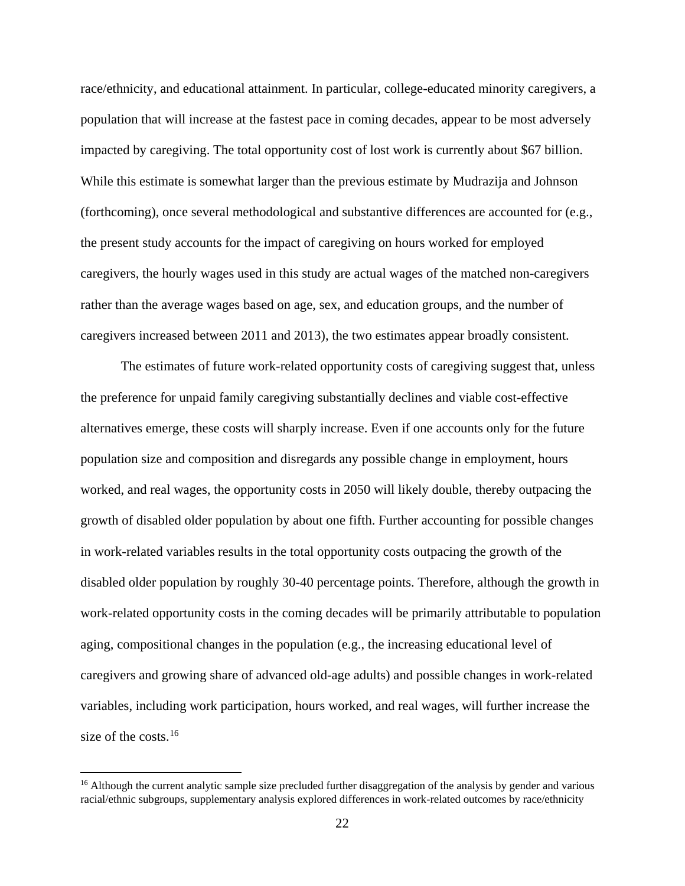race/ethnicity, and educational attainment. In particular, college-educated minority caregivers, a population that will increase at the fastest pace in coming decades, appear to be most adversely impacted by caregiving. The total opportunity cost of lost work is currently about $67 billion. While this estimate is somewhat larger than the previous estimate by Mudrazija and Johnson (forthcoming), once several methodological and substantive differences are accounted for (e.g., the present study accounts for the impact of caregiving on hours worked for employed caregivers, the hourly wages used in this study are actual wages of the matched non-caregivers rather than the average wages based on age, sex, and education groups, and the number of caregivers increased between 2011 and 2013), the two estimates appear broadly consistent.

The estimates of future work-related opportunity costs of caregiving suggest that, unless the preference for unpaid family caregiving substantially declines and viable cost-effective alternatives emerge, these costs will sharply increase. Even if one accounts only for the future population size and composition and disregards any possible change in employment, hours worked, and real wages, the opportunity costs in 2050 will likely double, thereby outpacing the growth of disabled older population by about one fifth. Further accounting for possible changes in work-related variables results in the total opportunity costs outpacing the growth of the disabled older population by roughly 30-40 percentage points. Therefore, although the growth in work-related opportunity costs in the coming decades will be primarily attributable to population aging, compositional changes in the population (e.g., the increasing educational level of caregivers and growing share of advanced old-age adults) and possible changes in work-related variables, including work participation, hours worked, and real wages, will further increase the size of the costs.[16]

---

[16] Although the current analytic sample size precluded further disaggregation of the analysis by gender and various racial/ethnic subgroups, supplementary analysis explored differences in work-related outcomes by race/ethnicity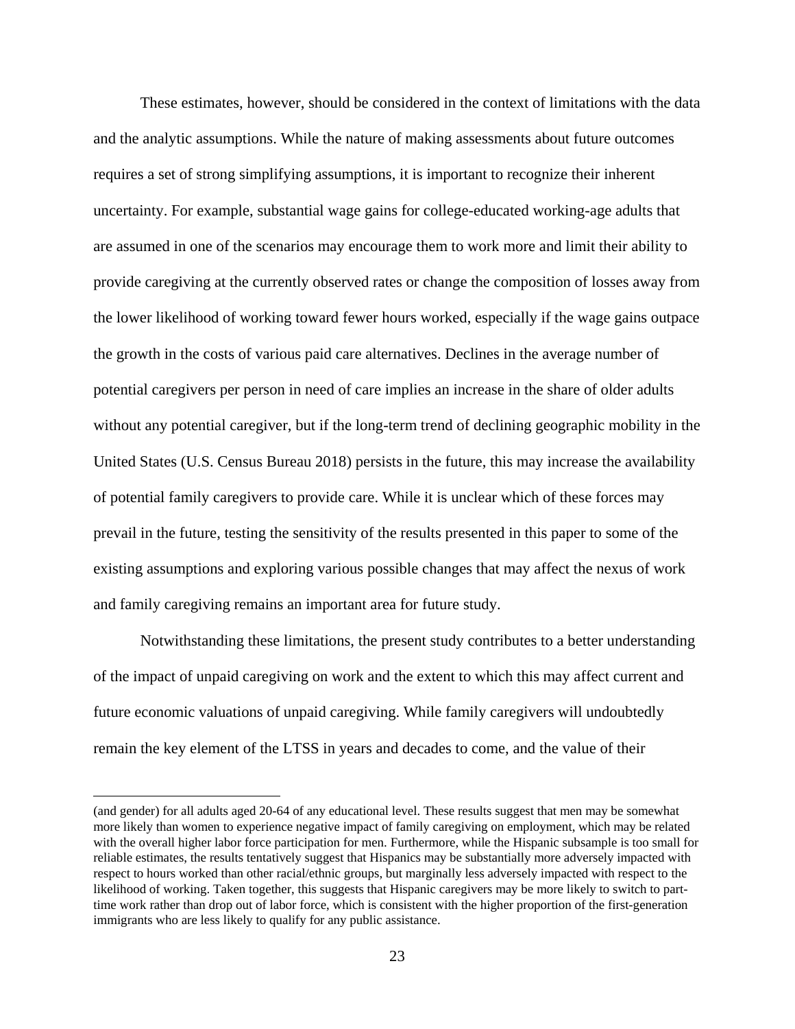These estimates, however, should be considered in the context of limitations with the data and the analytic assumptions. While the nature of making assessments about future outcomes requires a set of strong simplifying assumptions, it is important to recognize their inherent uncertainty. For example, substantial wage gains for college-educated working-age adults that are assumed in one of the scenarios may encourage them to work more and limit their ability to provide caregiving at the currently observed rates or change the composition of losses away from the lower likelihood of working toward fewer hours worked, especially if the wage gains outpace the growth in the costs of various paid care alternatives. Declines in the average number of potential caregivers per person in need of care implies an increase in the share of older adults without any potential caregiver, but if the long-term trend of declining geographic mobility in the United States (U.S. Census Bureau 2018) persists in the future, this may increase the availability of potential family caregivers to provide care. While it is unclear which of these forces may prevail in the future, testing the sensitivity of the results presented in this paper to some of the existing assumptions and exploring various possible changes that may affect the nexus of work and family caregiving remains an important area for future study.

Notwithstanding these limitations, the present study contributes to a better understanding of the impact of unpaid caregiving on work and the extent to which this may affect current and future economic valuations of unpaid caregiving. While family caregivers will undoubtedly remain the key element of the LTSS in years and decades to come, and the value of their

(and gender) for all adults aged 20-64 of any educational level. These results suggest that men may be somewhat more likely than women to experience negative impact of family caregiving on employment, which may be related with the overall higher labor force participation for men. Furthermore, while the Hispanic subsample is too small for reliable estimates, the results tentatively suggest that Hispanics may be substantially more adversely impacted with respect to hours worked than other racial/ethnic groups, but marginally less adversely impacted with respect to the likelihood of working. Taken together, this suggests that Hispanic caregivers may be more likely to switch to part-time work rather than drop out of labor force, which is consistent with the higher proportion of the first-generation immigrants who are less likely to qualify for any public assistance.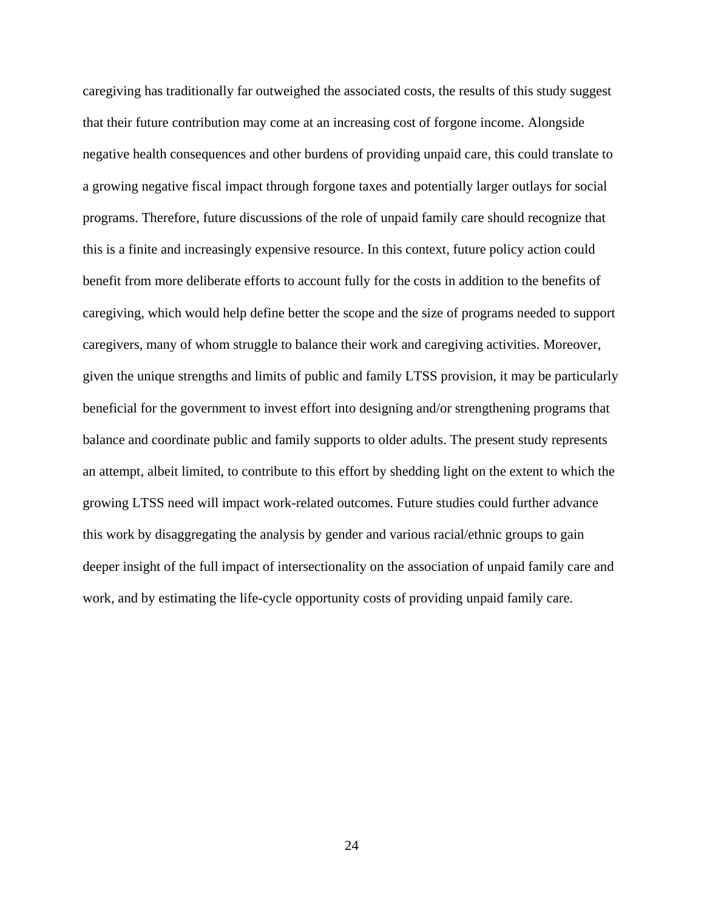caregiving has traditionally far outweighed the associated costs, the results of this study suggest that their future contribution may come at an increasing cost of forgone income. Alongside negative health consequences and other burdens of providing unpaid care, this could translate to a growing negative fiscal impact through forgone taxes and potentially larger outlays for social programs. Therefore, future discussions of the role of unpaid family care should recognize that this is a finite and increasingly expensive resource. In this context, future policy action could benefit from more deliberate efforts to account fully for the costs in addition to the benefits of caregiving, which would help define better the scope and the size of programs needed to support caregivers, many of whom struggle to balance their work and caregiving activities. Moreover, given the unique strengths and limits of public and family LTSS provision, it may be particularly beneficial for the government to invest effort into designing and/or strengthening programs that balance and coordinate public and family supports to older adults. The present study represents an attempt, albeit limited, to contribute to this effort by shedding light on the extent to which the growing LTSS need will impact work-related outcomes. Future studies could further advance this work by disaggregating the analysis by gender and various racial/ethnic groups to gain deeper insight of the full impact of intersectionality on the association of unpaid family care and work, and by estimating the life-cycle opportunity costs of providing unpaid family care.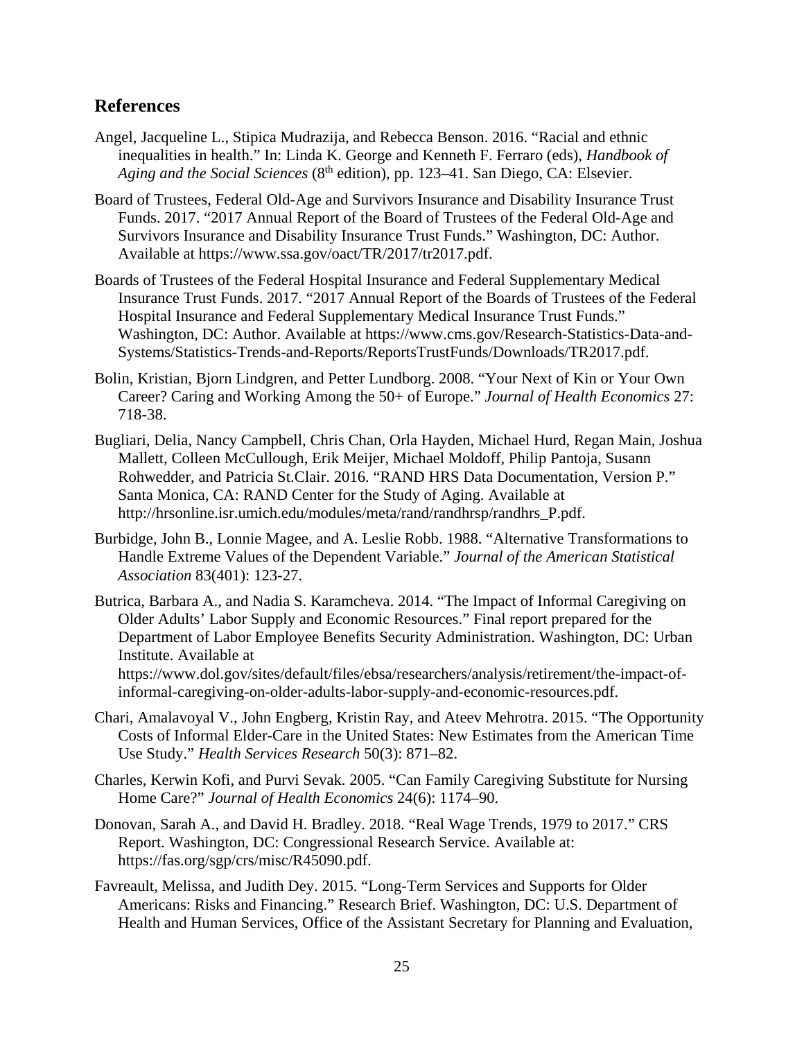## References

Angel, Jacqueline L., Stipica Mudrazija, and Rebecca Benson. 2016. "Racial and ethnic inequalities in health." In: Linda K. George and Kenneth F. Ferraro (eds), *Handbook of Aging and the Social Sciences* (8th edition), pp. 123–41. San Diego, CA: Elsevier.

Board of Trustees, Federal Old-Age and Survivors Insurance and Disability Insurance Trust Funds. 2017. "2017 Annual Report of the Board of Trustees of the Federal Old-Age and Survivors Insurance and Disability Insurance Trust Funds." Washington, DC: Author. Available at https://www.ssa.gov/oact/TR/2017/tr2017.pdf.

Boards of Trustees of the Federal Hospital Insurance and Federal Supplementary Medical Insurance Trust Funds. 2017. "2017 Annual Report of the Boards of Trustees of the Federal Hospital Insurance and Federal Supplementary Medical Insurance Trust Funds." Washington, DC: Author. Available at https://www.cms.gov/Research-Statistics-Data-and-Systems/Statistics-Trends-and-Reports/ReportsTrustFunds/Downloads/TR2017.pdf.

Bolin, Kristian, Bjorn Lindgren, and Petter Lundborg. 2008. "Your Next of Kin or Your Own Career? Caring and Working Among the 50+ of Europe." *Journal of Health Economics* 27: 718-38.

Bugliari, Delia, Nancy Campbell, Chris Chan, Orla Hayden, Michael Hurd, Regan Main, Joshua Mallett, Colleen McCullough, Erik Meijer, Michael Moldoff, Philip Pantoja, Susann Rohwedder, and Patricia St.Clair. 2016. "RAND HRS Data Documentation, Version P." Santa Monica, CA: RAND Center for the Study of Aging. Available at http://hrsonline.isr.umich.edu/modules/meta/rand/randhrsp/randhrs_P.pdf.

Burbidge, John B., Lonnie Magee, and A. Leslie Robb. 1988. "Alternative Transformations to Handle Extreme Values of the Dependent Variable." *Journal of the American Statistical Association* 83(401): 123-27.

Butrica, Barbara A., and Nadia S. Karamcheva. 2014. "The Impact of Informal Caregiving on Older Adults' Labor Supply and Economic Resources." Final report prepared for the Department of Labor Employee Benefits Security Administration. Washington, DC: Urban Institute. Available at https://www.dol.gov/sites/default/files/ebsa/researchers/analysis/retirement/the-impact-of-informal-caregiving-on-older-adults-labor-supply-and-economic-resources.pdf.

Chari, Amalavoyal V., John Engberg, Kristin Ray, and Ateev Mehrotra. 2015. "The Opportunity Costs of Informal Elder-Care in the United States: New Estimates from the American Time Use Study." *Health Services Research* 50(3): 871–82.

Charles, Kerwin Kofi, and Purvi Sevak. 2005. "Can Family Caregiving Substitute for Nursing Home Care?" *Journal of Health Economics* 24(6): 1174–90.

Donovan, Sarah A., and David H. Bradley. 2018. "Real Wage Trends, 1979 to 2017." CRS Report. Washington, DC: Congressional Research Service. Available at: https://fas.org/sgp/crs/misc/R45090.pdf.

Favreault, Melissa, and Judith Dey. 2015. "Long-Term Services and Supports for Older Americans: Risks and Financing." Research Brief. Washington, DC: U.S. Department of Health and Human Services, Office of the Assistant Secretary for Planning and Evaluation,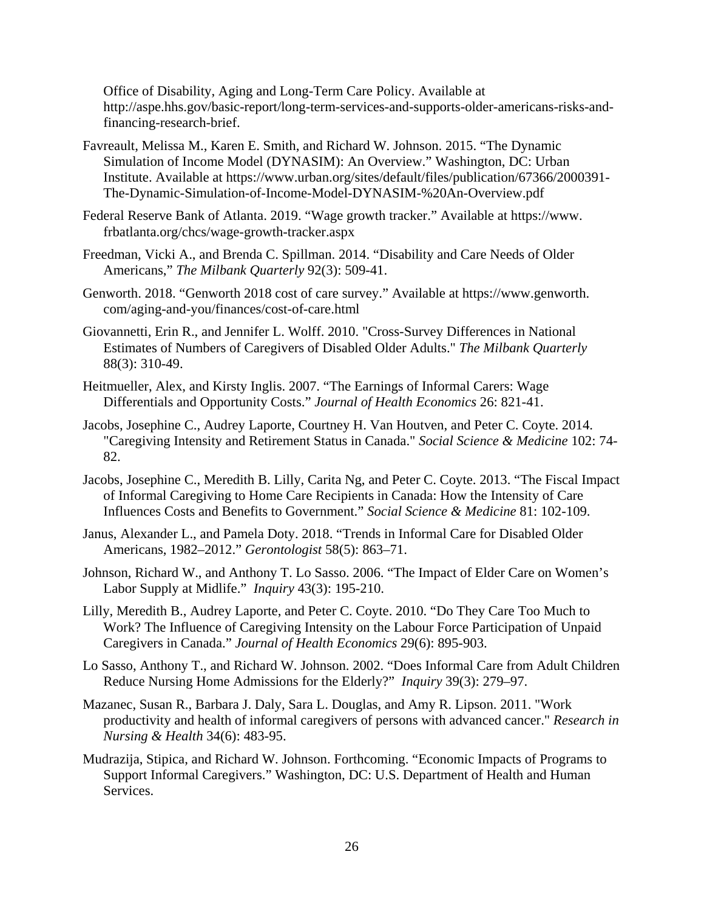Office of Disability, Aging and Long-Term Care Policy. Available at http://aspe.hhs.gov/basic-report/long-term-services-and-supports-older-americans-risks-and-financing-research-brief.

Favreault, Melissa M., Karen E. Smith, and Richard W. Johnson. 2015. "The Dynamic Simulation of Income Model (DYNASIM): An Overview." Washington, DC: Urban Institute. Available at https://www.urban.org/sites/default/files/publication/67366/2000391-The-Dynamic-Simulation-of-Income-Model-DYNASIM-%20An-Overview.pdf

Federal Reserve Bank of Atlanta. 2019. "Wage growth tracker." Available at https://www.frbatlanta.org/chcs/wage-growth-tracker.aspx

Freedman, Vicki A., and Brenda C. Spillman. 2014. "Disability and Care Needs of Older Americans," *The Milbank Quarterly* 92(3): 509-41.

Genworth. 2018. "Genworth 2018 cost of care survey." Available at https://www.genworth.com/aging-and-you/finances/cost-of-care.html

Giovannetti, Erin R., and Jennifer L. Wolff. 2010. "Cross-Survey Differences in National Estimates of Numbers of Caregivers of Disabled Older Adults." *The Milbank Quarterly* 88(3): 310-49.

Heitmueller, Alex, and Kirsty Inglis. 2007. "The Earnings of Informal Carers: Wage Differentials and Opportunity Costs." *Journal of Health Economics* 26: 821-41.

Jacobs, Josephine C., Audrey Laporte, Courtney H. Van Houtven, and Peter C. Coyte. 2014. "Caregiving Intensity and Retirement Status in Canada." *Social Science & Medicine* 102: 74-82.

Jacobs, Josephine C., Meredith B. Lilly, Carita Ng, and Peter C. Coyte. 2013. "The Fiscal Impact of Informal Caregiving to Home Care Recipients in Canada: How the Intensity of Care Influences Costs and Benefits to Government." *Social Science & Medicine* 81: 102-109.

Janus, Alexander L., and Pamela Doty. 2018. "Trends in Informal Care for Disabled Older Americans, 1982–2012." *Gerontologist* 58(5): 863–71.

Johnson, Richard W., and Anthony T. Lo Sasso. 2006. "The Impact of Elder Care on Women's Labor Supply at Midlife." *Inquiry* 43(3): 195-210.

Lilly, Meredith B., Audrey Laporte, and Peter C. Coyte. 2010. "Do They Care Too Much to Work? The Influence of Caregiving Intensity on the Labour Force Participation of Unpaid Caregivers in Canada." *Journal of Health Economics* 29(6): 895-903.

Lo Sasso, Anthony T., and Richard W. Johnson. 2002. "Does Informal Care from Adult Children Reduce Nursing Home Admissions for the Elderly?" *Inquiry* 39(3): 279–97.

Mazanec, Susan R., Barbara J. Daly, Sara L. Douglas, and Amy R. Lipson. 2011. "Work productivity and health of informal caregivers of persons with advanced cancer." *Research in Nursing & Health* 34(6): 483-95.

Mudrazija, Stipica, and Richard W. Johnson. Forthcoming. "Economic Impacts of Programs to Support Informal Caregivers." Washington, DC: U.S. Department of Health and Human Services.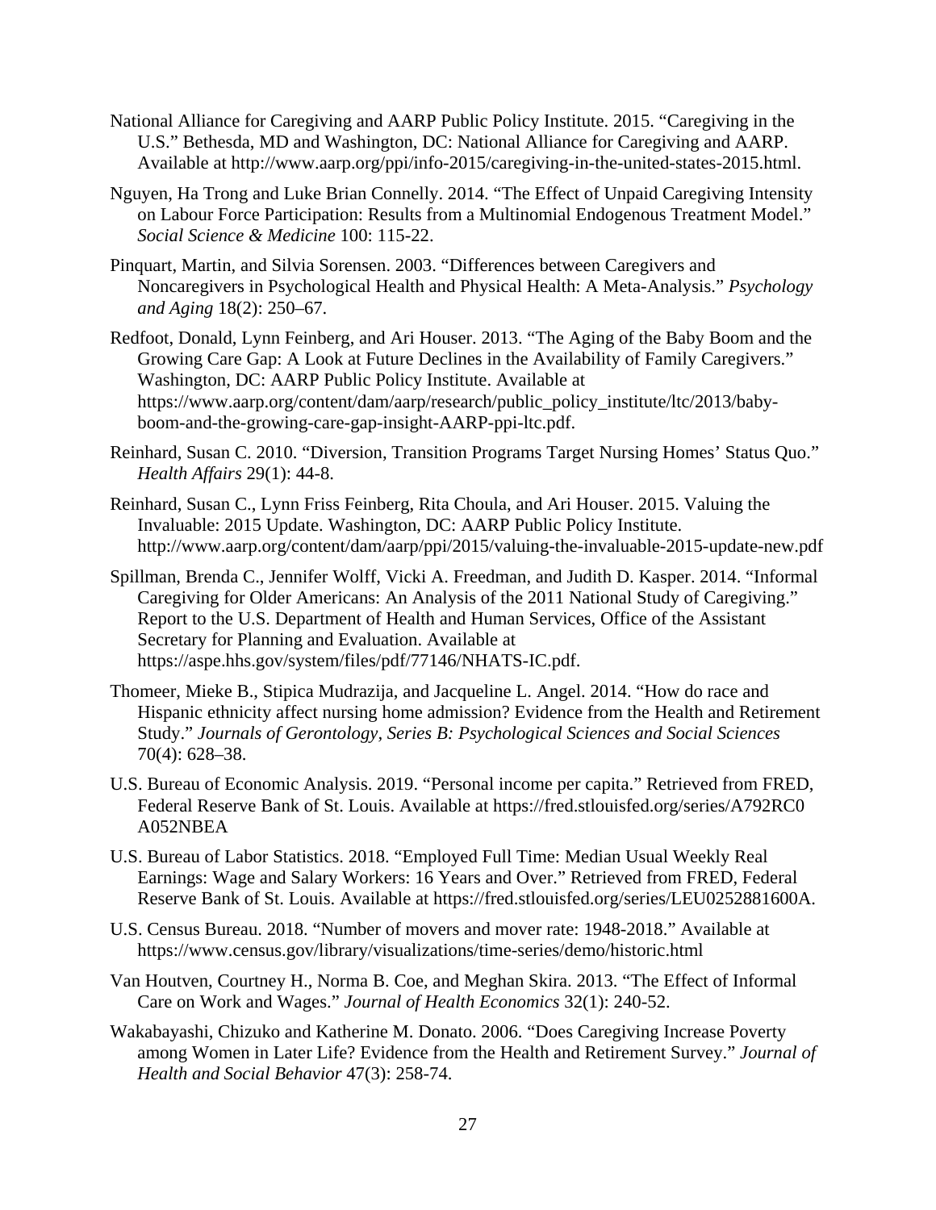National Alliance for Caregiving and AARP Public Policy Institute. 2015. "Caregiving in the U.S." Bethesda, MD and Washington, DC: National Alliance for Caregiving and AARP. Available at http://www.aarp.org/ppi/info-2015/caregiving-in-the-united-states-2015.html.

Nguyen, Ha Trong and Luke Brian Connelly. 2014. "The Effect of Unpaid Caregiving Intensity on Labour Force Participation: Results from a Multinomial Endogenous Treatment Model." *Social Science & Medicine* 100: 115-22.

Pinquart, Martin, and Silvia Sorensen. 2003. "Differences between Caregivers and Noncaregivers in Psychological Health and Physical Health: A Meta-Analysis." *Psychology and Aging* 18(2): 250–67.

Redfoot, Donald, Lynn Feinberg, and Ari Houser. 2013. "The Aging of the Baby Boom and the Growing Care Gap: A Look at Future Declines in the Availability of Family Caregivers." Washington, DC: AARP Public Policy Institute. Available at https://www.aarp.org/content/dam/aarp/research/public_policy_institute/ltc/2013/baby-boom-and-the-growing-care-gap-insight-AARP-ppi-ltc.pdf.

Reinhard, Susan C. 2010. "Diversion, Transition Programs Target Nursing Homes' Status Quo." *Health Affairs* 29(1): 44-8.

Reinhard, Susan C., Lynn Friss Feinberg, Rita Choula, and Ari Houser. 2015. Valuing the Invaluable: 2015 Update. Washington, DC: AARP Public Policy Institute. http://www.aarp.org/content/dam/aarp/ppi/2015/valuing-the-invaluable-2015-update-new.pdf

Spillman, Brenda C., Jennifer Wolff, Vicki A. Freedman, and Judith D. Kasper. 2014. "Informal Caregiving for Older Americans: An Analysis of the 2011 National Study of Caregiving." Report to the U.S. Department of Health and Human Services, Office of the Assistant Secretary for Planning and Evaluation. Available at https://aspe.hhs.gov/system/files/pdf/77146/NHATS-IC.pdf.

Thomeer, Mieke B., Stipica Mudrazija, and Jacqueline L. Angel. 2014. "How do race and Hispanic ethnicity affect nursing home admission? Evidence from the Health and Retirement Study." *Journals of Gerontology, Series B: Psychological Sciences and Social Sciences* 70(4): 628–38.

U.S. Bureau of Economic Analysis. 2019. "Personal income per capita." Retrieved from FRED, Federal Reserve Bank of St. Louis. Available at https://fred.stlouisfed.org/series/A792RC0A052NBEA

U.S. Bureau of Labor Statistics. 2018. "Employed Full Time: Median Usual Weekly Real Earnings: Wage and Salary Workers: 16 Years and Over." Retrieved from FRED, Federal Reserve Bank of St. Louis. Available at https://fred.stlouisfed.org/series/LEU0252881600A.

U.S. Census Bureau. 2018. "Number of movers and mover rate: 1948-2018." Available at https://www.census.gov/library/visualizations/time-series/demo/historic.html

Van Houtven, Courtney H., Norma B. Coe, and Meghan Skira. 2013. "The Effect of Informal Care on Work and Wages." *Journal of Health Economics* 32(1): 240-52.

Wakabayashi, Chizuko and Katherine M. Donato. 2006. "Does Caregiving Increase Poverty among Women in Later Life? Evidence from the Health and Retirement Survey." *Journal of Health and Social Behavior* 47(3): 258-74.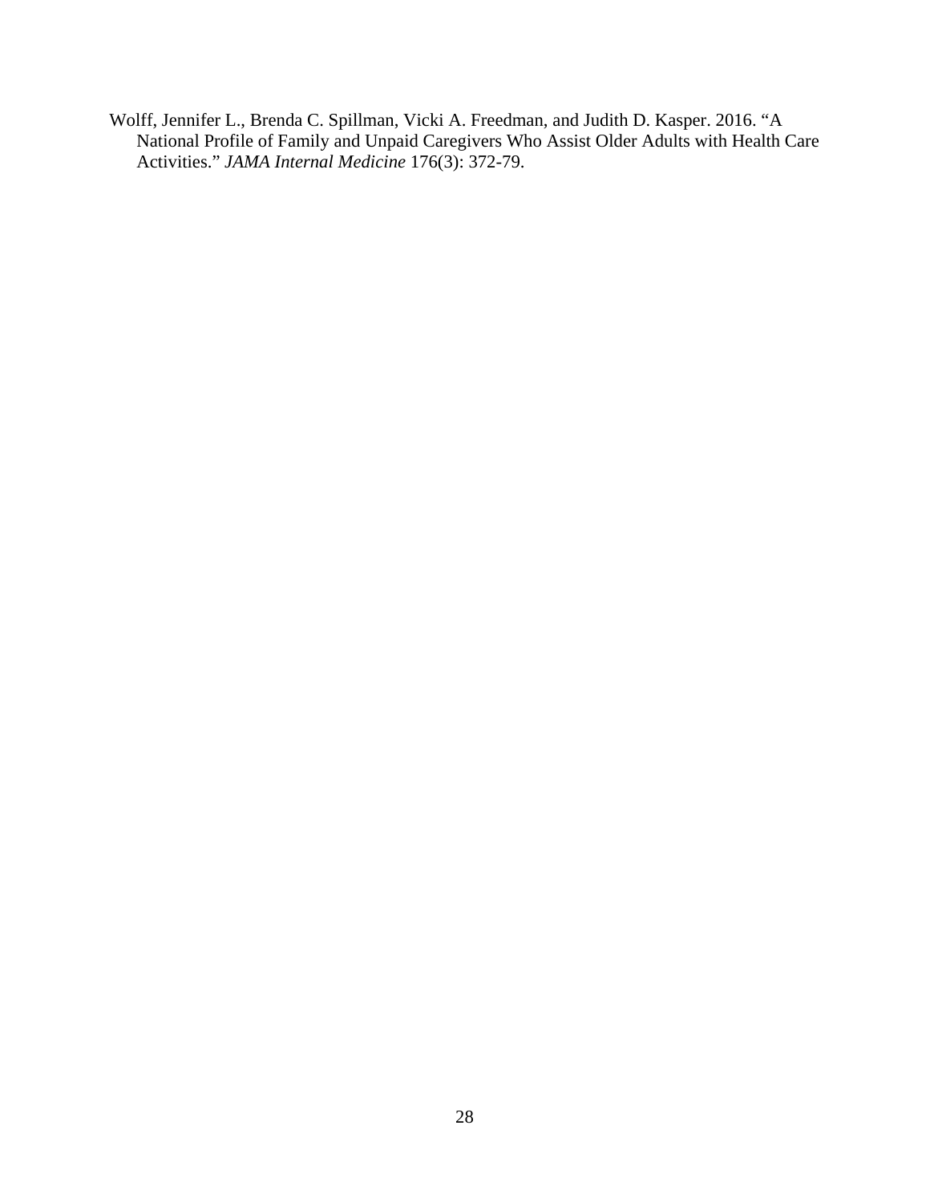Wolff, Jennifer L., Brenda C. Spillman, Vicki A. Freedman, and Judith D. Kasper. 2016. "A National Profile of Family and Unpaid Caregivers Who Assist Older Adults with Health Care Activities." *JAMA Internal Medicine* 176(3): 372-79.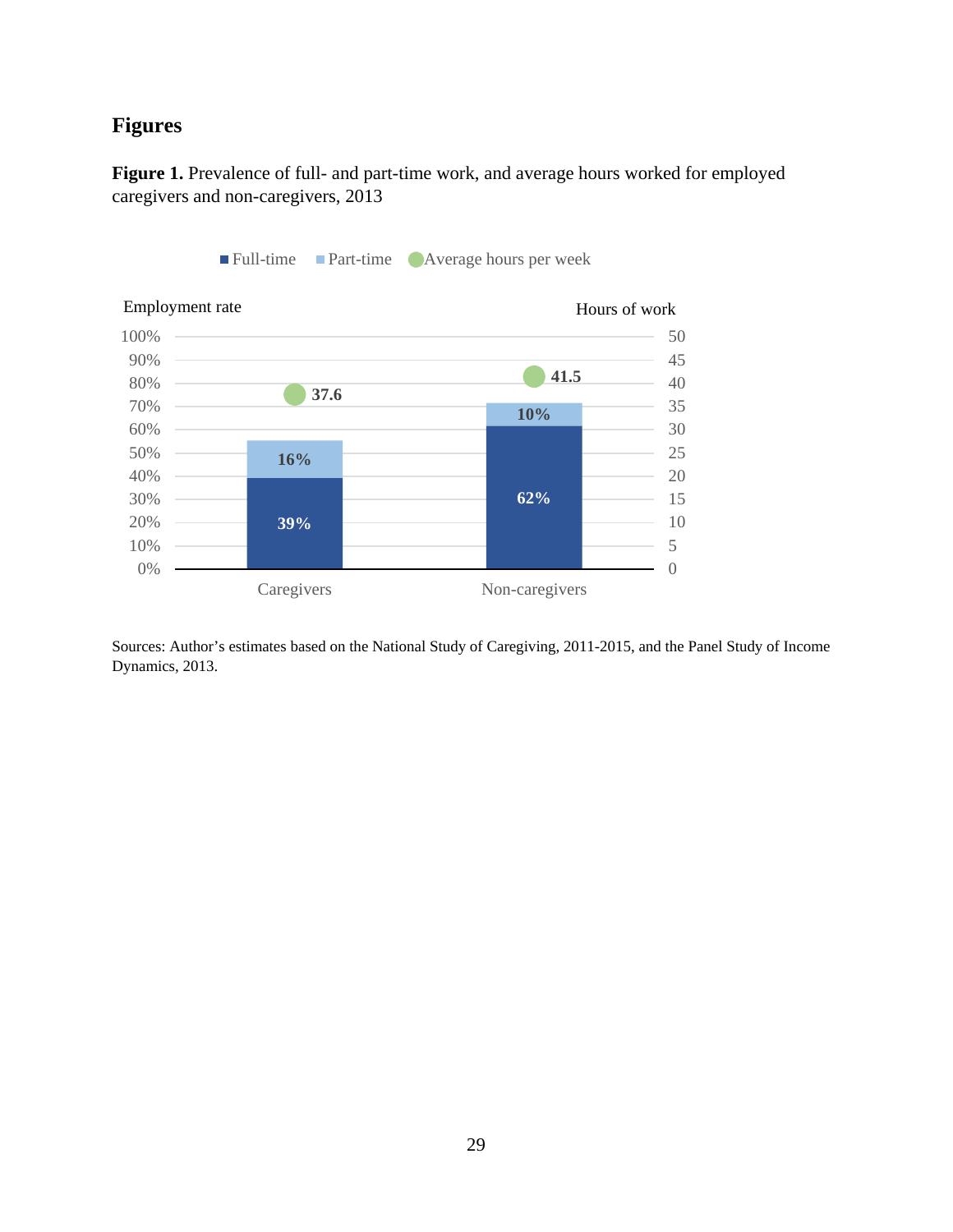# Figures

**Figure 1.** Prevalence of full- and part-time work, and average hours worked for employed caregivers and non-caregivers, 2013

| | Full-time | Part-time | Average hours per week |
|---|---|---|---|
| Caregivers | 39% | 16% | 37.6 |
| Non-caregivers | 62% | 10% | 41.5 |

Sources: Author's estimates based on the National Study of Caregiving, 2011-2015, and the Panel Study of Income Dynamics, 2013.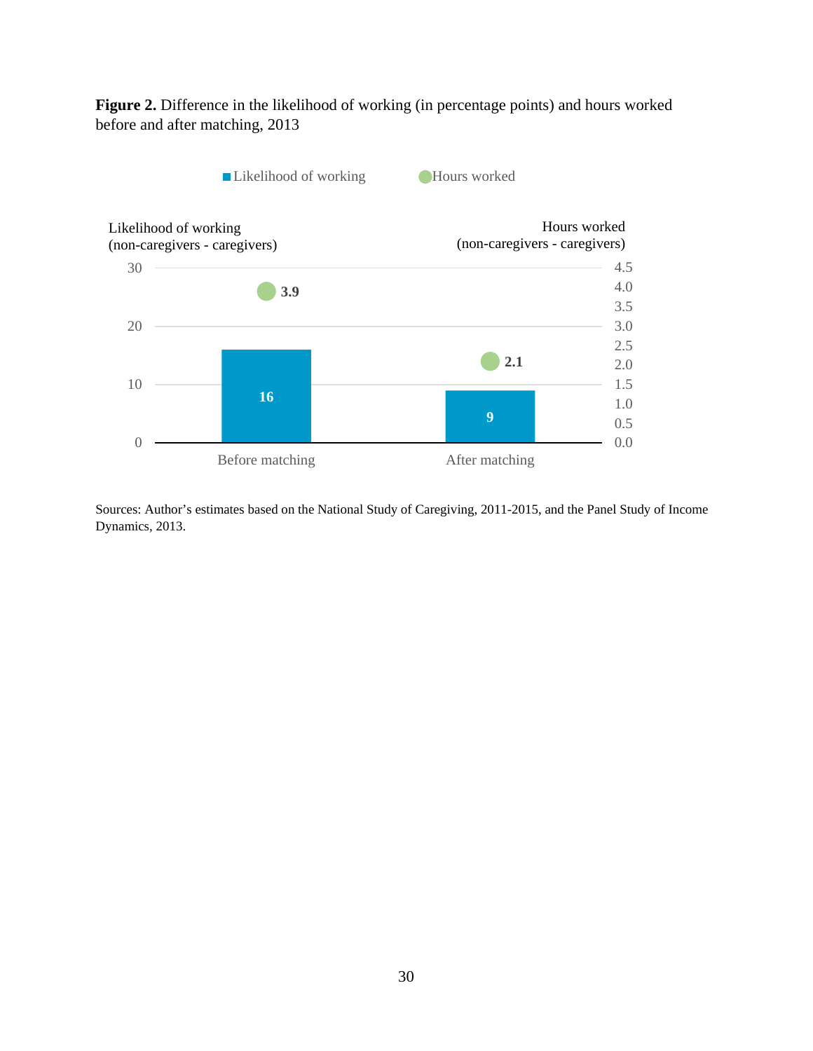**Figure 2.** Difference in the likelihood of working (in percentage points) and hours worked before and after matching, 2013

| | Likelihood of working (non-caregivers - caregivers) | Hours worked (non-caregivers - caregivers) |
|---|---|---|
| Before matching | 16 | 3.9 |
| After matching | 9 | 2.1 |

Sources: Author's estimates based on the National Study of Caregiving, 2011-2015, and the Panel Study of Income Dynamics, 2013.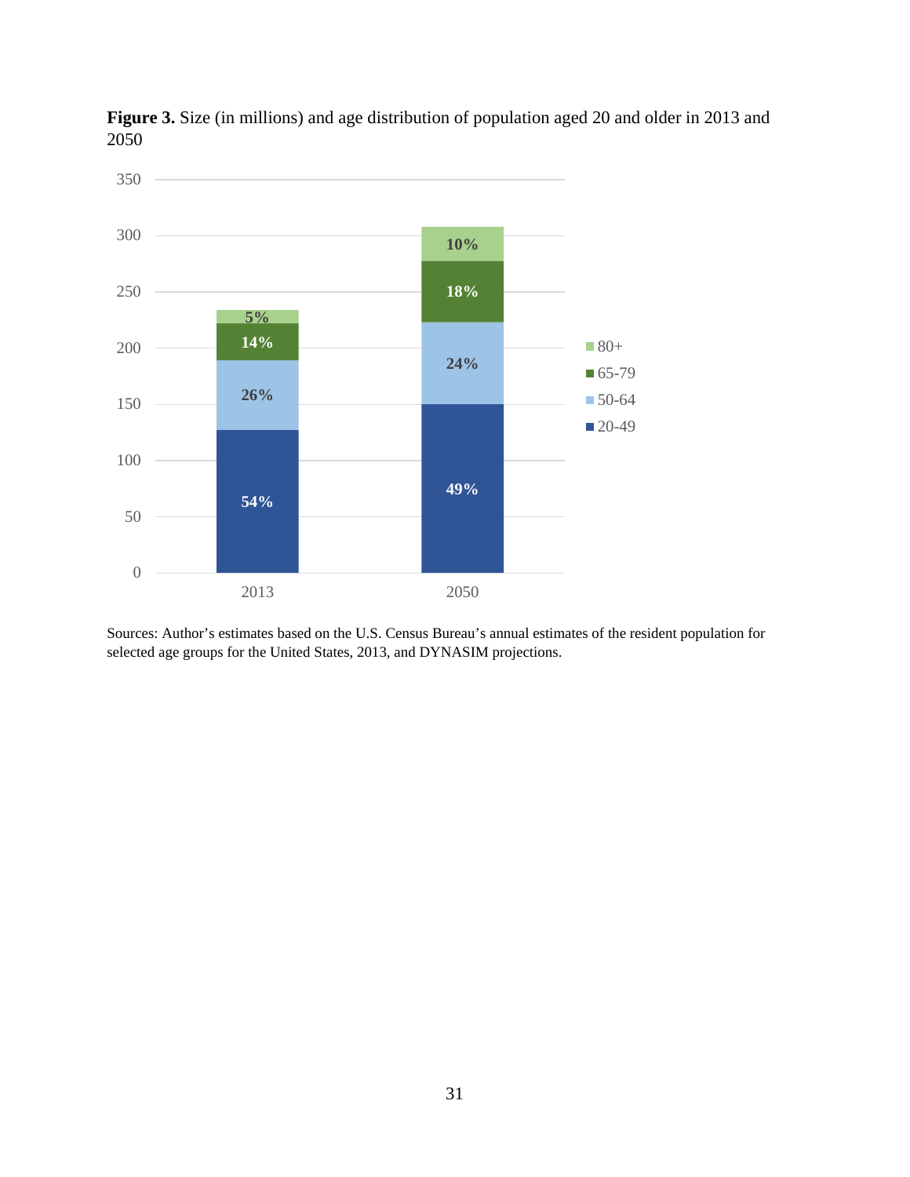**Figure 3.** Size (in millions) and age distribution of population aged 20 and older in 2013 and 2050

Sources: Author's estimates based on the U.S. Census Bureau's annual estimates of the resident population for selected age groups for the United States, 2013, and DYNASIM projections.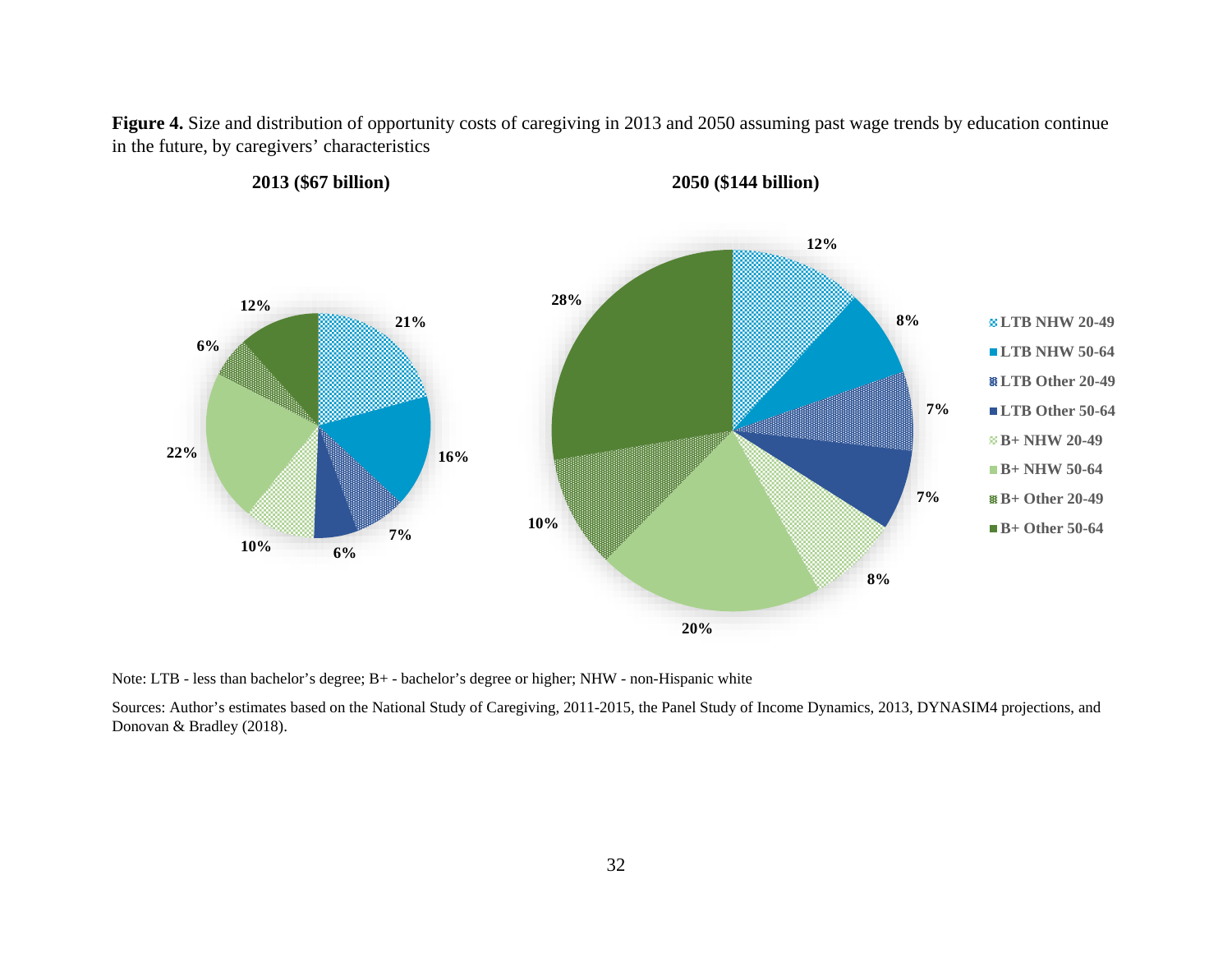**Figure 4.** Size and distribution of opportunity costs of caregiving in 2013 and 2050 assuming past wage trends by education continue in the future, by caregivers' characteristics

| Category | 2013 ($67 billion) | 2050 ($144 billion) |
| --- | --- | --- |
| LTB NHW 20-49 | 21% | 12% |
| LTB NHW 50-64 | 16% | 8% |
| LTB Other 20-49 | 7% | 7% |
| LTB Other 50-64 | 6% | 7% |
| B+ NHW 20-49 | 10% | 8% |
| B+ NHW 50-64 | 22% | 20% |
| B+ Other 20-49 | 6% | 10% |
| B+ Other 50-64 | 12% | 28% |

Note: LTB - less than bachelor's degree; B+ - bachelor's degree or higher; NHW - non-Hispanic white

Sources: Author's estimates based on the National Study of Caregiving, 2011-2015, the Panel Study of Income Dynamics, 2013, DYNASIM4 projections, and Donovan & Bradley (2018).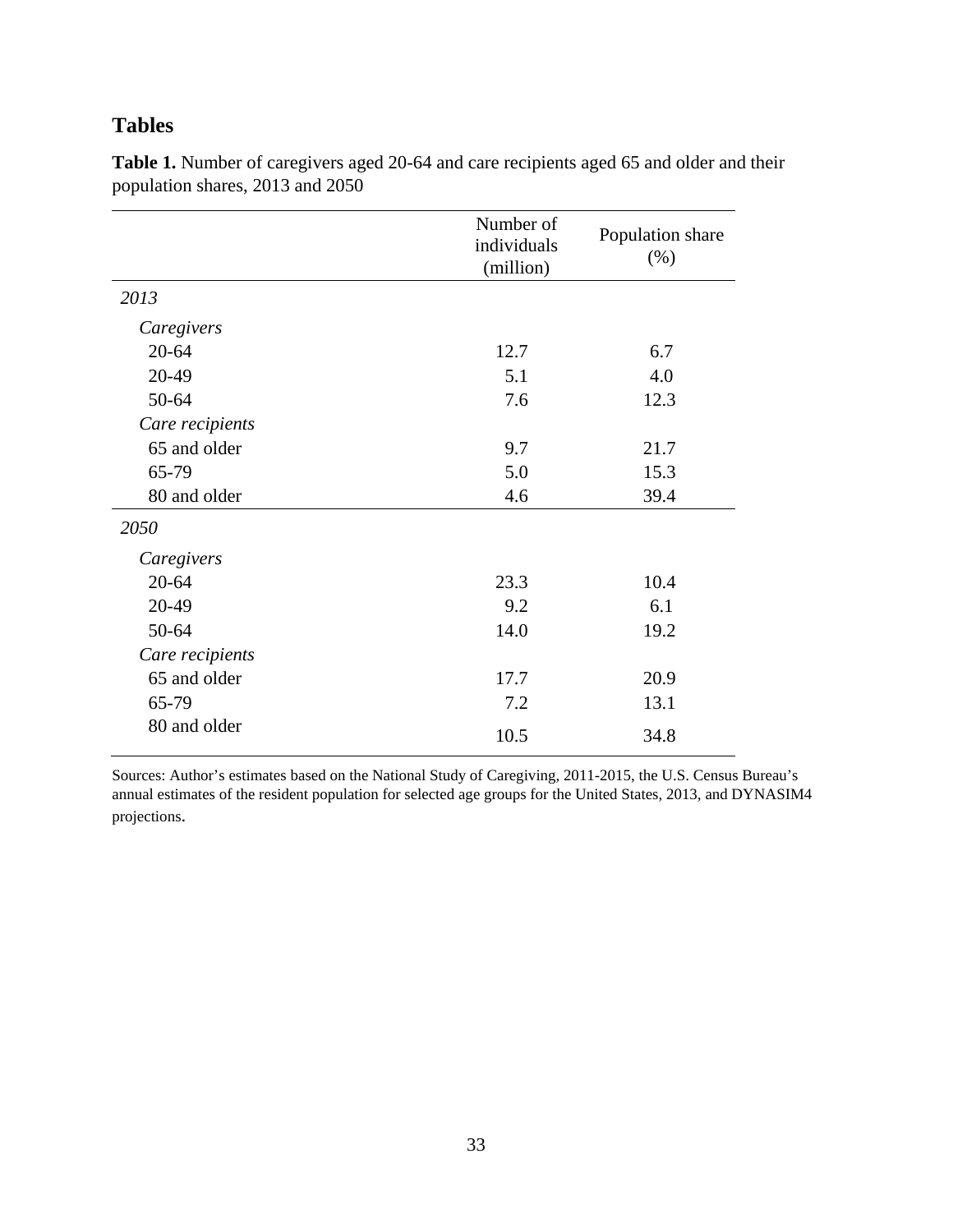# Tables

**Table 1.** Number of caregivers aged 20-64 and care recipients aged 65 and older and their population shares, 2013 and 2050

| | Number of individuals (million) | Population share (%) |
|---|---|---|
| *2013* | | |
| *Caregivers* | | |
| 20-64 | 12.7 | 6.7 |
| 20-49 | 5.1 | 4.0 |
| 50-64 | 7.6 | 12.3 |
| *Care recipients* | | |
| 65 and older | 9.7 | 21.7 |
| 65-79 | 5.0 | 15.3 |
| 80 and older | 4.6 | 39.4 |
| *2050* | | |
| *Caregivers* | | |
| 20-64 | 23.3 | 10.4 |
| 20-49 | 9.2 | 6.1 |
| 50-64 | 14.0 | 19.2 |
| *Care recipients* | | |
| 65 and older | 17.7 | 20.9 |
| 65-79 | 7.2 | 13.1 |
| 80 and older | 10.5 | 34.8 |

Sources: Author's estimates based on the National Study of Caregiving, 2011-2015, the U.S. Census Bureau's annual estimates of the resident population for selected age groups for the United States, 2013, and DYNASIM4 projections.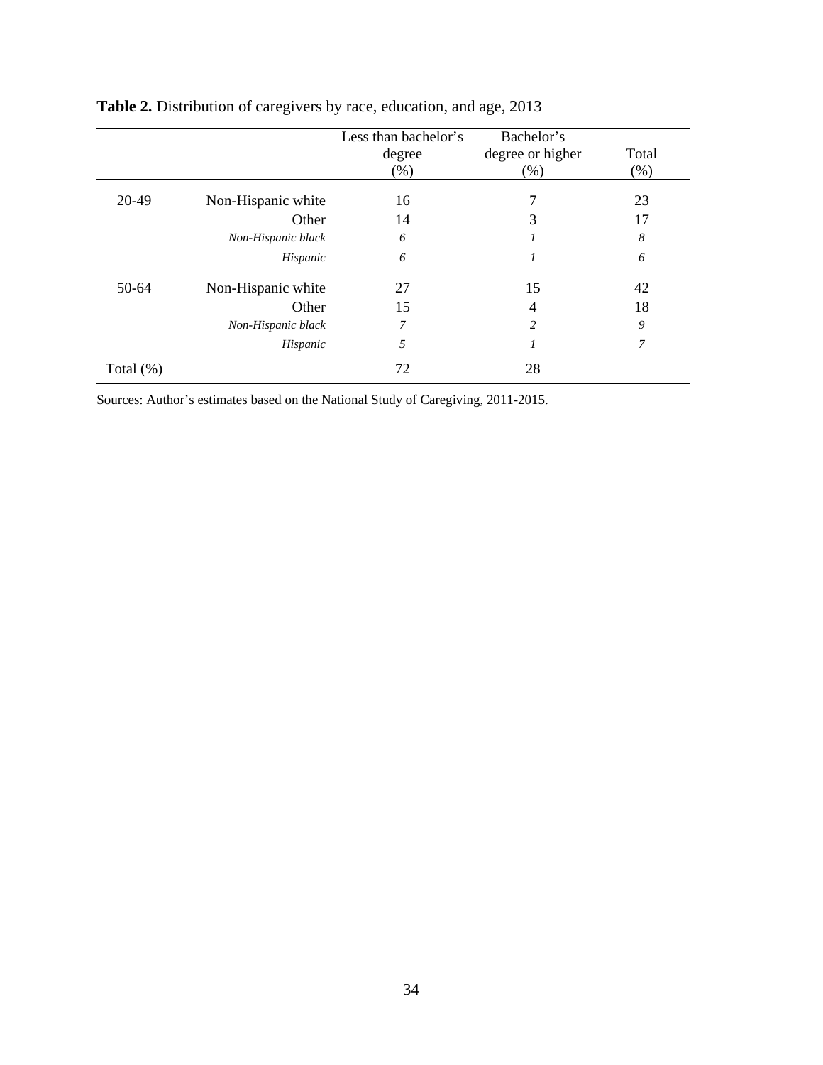**Table 2.** Distribution of caregivers by race, education, and age, 2013

| | | Less than bachelor's degree (%) | Bachelor's degree or higher (%) | Total (%) |
|---|---|---|---|---|
| 20-49 | Non-Hispanic white | 16 | 7 | 23 |
| | Other | 14 | 3 | 17 |
| | *Non-Hispanic black* | *6* | *1* | *8* |
| | *Hispanic* | *6* | *1* | *6* |
| 50-64 | Non-Hispanic white | 27 | 15 | 42 |
| | Other | 15 | 4 | 18 |
| | *Non-Hispanic black* | *7* | *2* | *9* |
| | *Hispanic* | *5* | *1* | *7* |
| Total (%) | | 72 | 28 | |

Sources: Author's estimates based on the National Study of Caregiving, 2011-2015.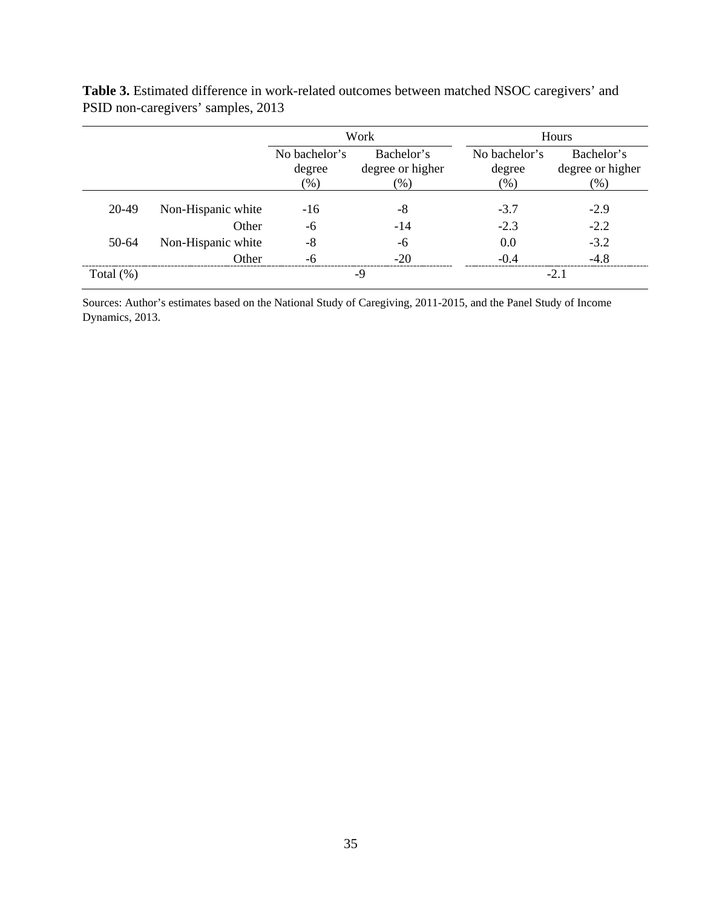**Table 3.** Estimated difference in work-related outcomes between matched NSOC caregivers' and PSID non-caregivers' samples, 2013

| | | Work | | Hours | |
|---|---|---|---|---|---|
| | | No bachelor's degree (%) | Bachelor's degree or higher (%) | No bachelor's degree (%) | Bachelor's degree or higher (%) |
| 20-49 | Non-Hispanic white | -16 | -8 | -3.7 | -2.9 |
| | Other | -6 | -14 | -2.3 | -2.2 |
| 50-64 | Non-Hispanic white | -8 | -6 | 0.0 | -3.2 |
| | Other | -6 | -20 | -0.4 | -4.8 |
| Total (%) | | -9 | | -2.1 | |

Sources: Author's estimates based on the National Study of Caregiving, 2011-2015, and the Panel Study of Income Dynamics, 2013.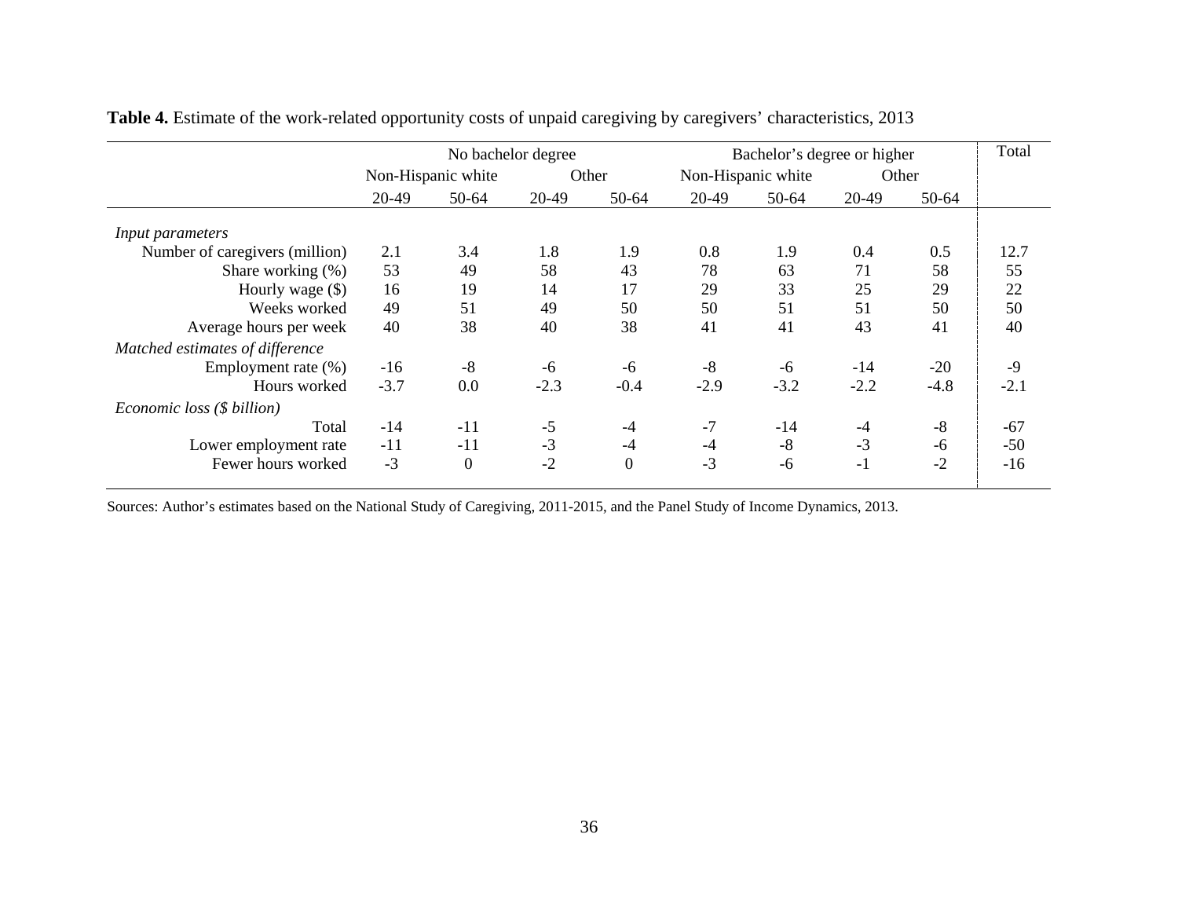**Table 4.** Estimate of the work-related opportunity costs of unpaid caregiving by caregivers' characteristics, 2013

| | No bachelor degree | | | | Bachelor's degree or higher | | | | Total |
|---|---|---|---|---|---|---|---|---|---|
| | Non-Hispanic white | | Other | | Non-Hispanic white | | Other | | |
| | 20-49 | 50-64 | 20-49 | 50-64 | 20-49 | 50-64 | 20-49 | 50-64 | |
| *Input parameters* | | | | | | | | | |
| Number of caregivers (million) | 2.1 | 3.4 | 1.8 | 1.9 | 0.8 | 1.9 | 0.4 | 0.5 | 12.7 |
| Share working (%) | 53 | 49 | 58 | 43 | 78 | 63 | 71 | 58 | 55 |
| Hourly wage ($) | 16 | 19 | 14 | 17 | 29 | 33 | 25 | 29 | 22 |
| Weeks worked | 49 | 51 | 49 | 50 | 50 | 51 | 51 | 50 | 50 |
| Average hours per week | 40 | 38 | 40 | 38 | 41 | 41 | 43 | 41 | 40 |
| *Matched estimates of difference* | | | | | | | | | |
| Employment rate (%) | -16 | -8 | -6 | -6 | -8 | -6 | -14 | -20 | -9 |
| Hours worked | -3.7 | 0.0 | -2.3 | -0.4 | -2.9 | -3.2 | -2.2 | -4.8 | -2.1 |
| *Economic loss ($ billion)* | | | | | | | | | |
| Total | -14 | -11 | -5 | -4 | -7 | -14 | -4 | -8 | -67 |
| Lower employment rate | -11 | -11 | -3 | -4 | -4 | -8 | -3 | -6 | -50 |
| Fewer hours worked | -3 | 0 | -2 | 0 | -3 | -6 | -1 | -2 | -16 |

Sources: Author's estimates based on the National Study of Caregiving, 2011-2015, and the Panel Study of Income Dynamics, 2013.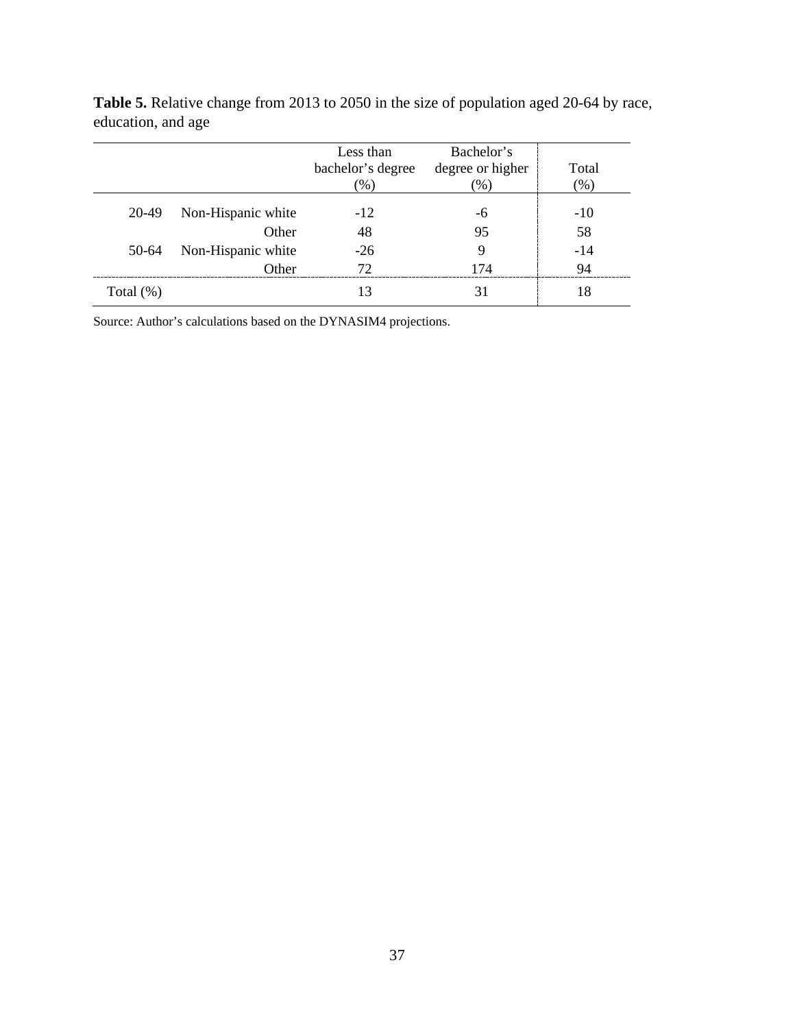**Table 5.** Relative change from 2013 to 2050 in the size of population aged 20-64 by race, education, and age

| | | Less than bachelor's degree (%) | Bachelor's degree or higher (%) | Total (%) |
|---|---|---|---|---|
| 20-49 | Non-Hispanic white | -12 | -6 | -10 |
| | Other | 48 | 95 | 58 |
| 50-64 | Non-Hispanic white | -26 | 9 | -14 |
| | Other | 72 | 174 | 94 |
| Total (%) | | 13 | 31 | 18 |

Source: Author's calculations based on the DYNASIM4 projections.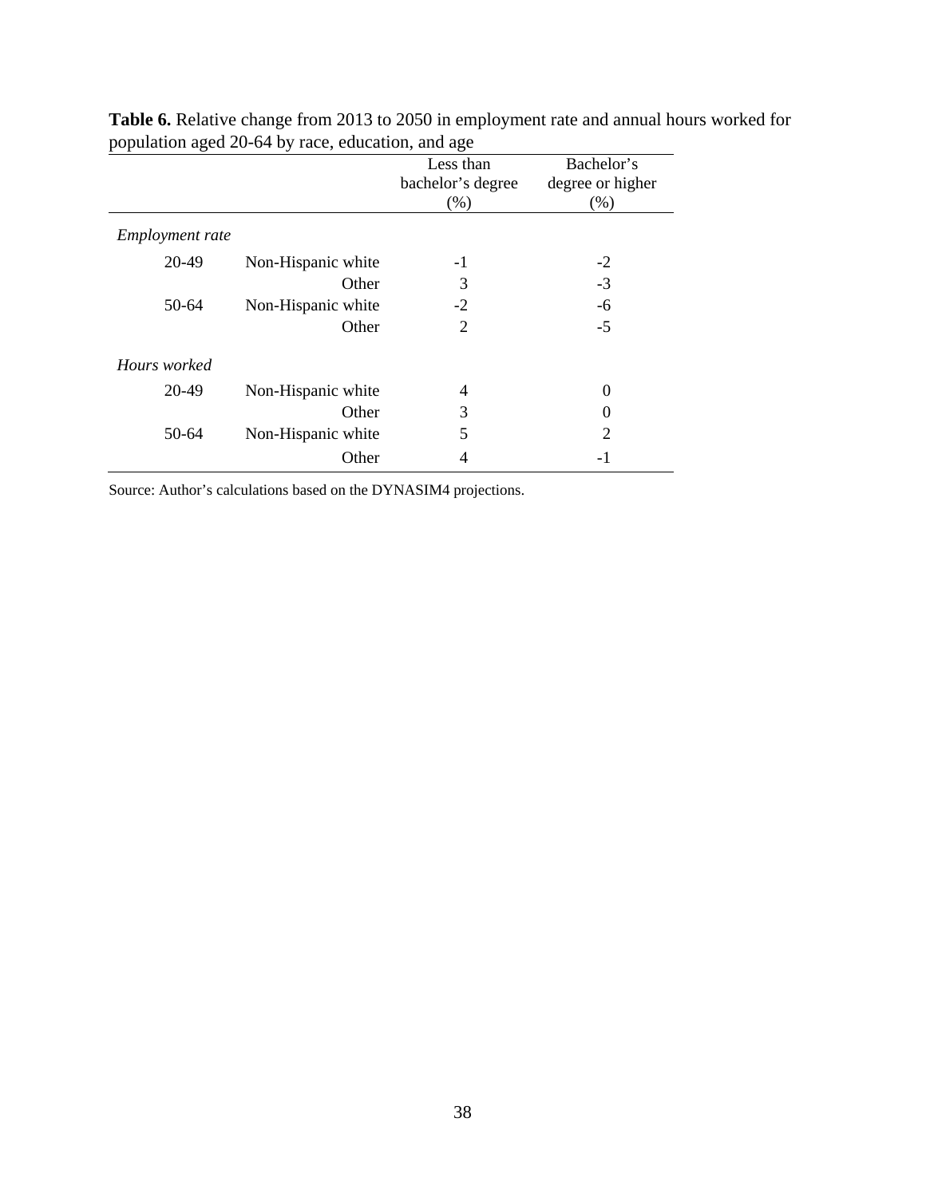**Table 6.** Relative change from 2013 to 2050 in employment rate and annual hours worked for population aged 20-64 by race, education, and age

| | | Less than bachelor's degree (%) | Bachelor's degree or higher (%) |
|---|---|---|---|
| *Employment rate* | | | |
| 20-49 | Non-Hispanic white | -1 | -2 |
| | Other | 3 | -3 |
| 50-64 | Non-Hispanic white | -2 | -6 |
| | Other | 2 | -5 |
| *Hours worked* | | | |
| 20-49 | Non-Hispanic white | 4 | 0 |
| | Other | 3 | 0 |
| 50-64 | Non-Hispanic white | 5 | 2 |
| | Other | 4 | -1 |

Source: Author's calculations based on the DYNASIM4 projections.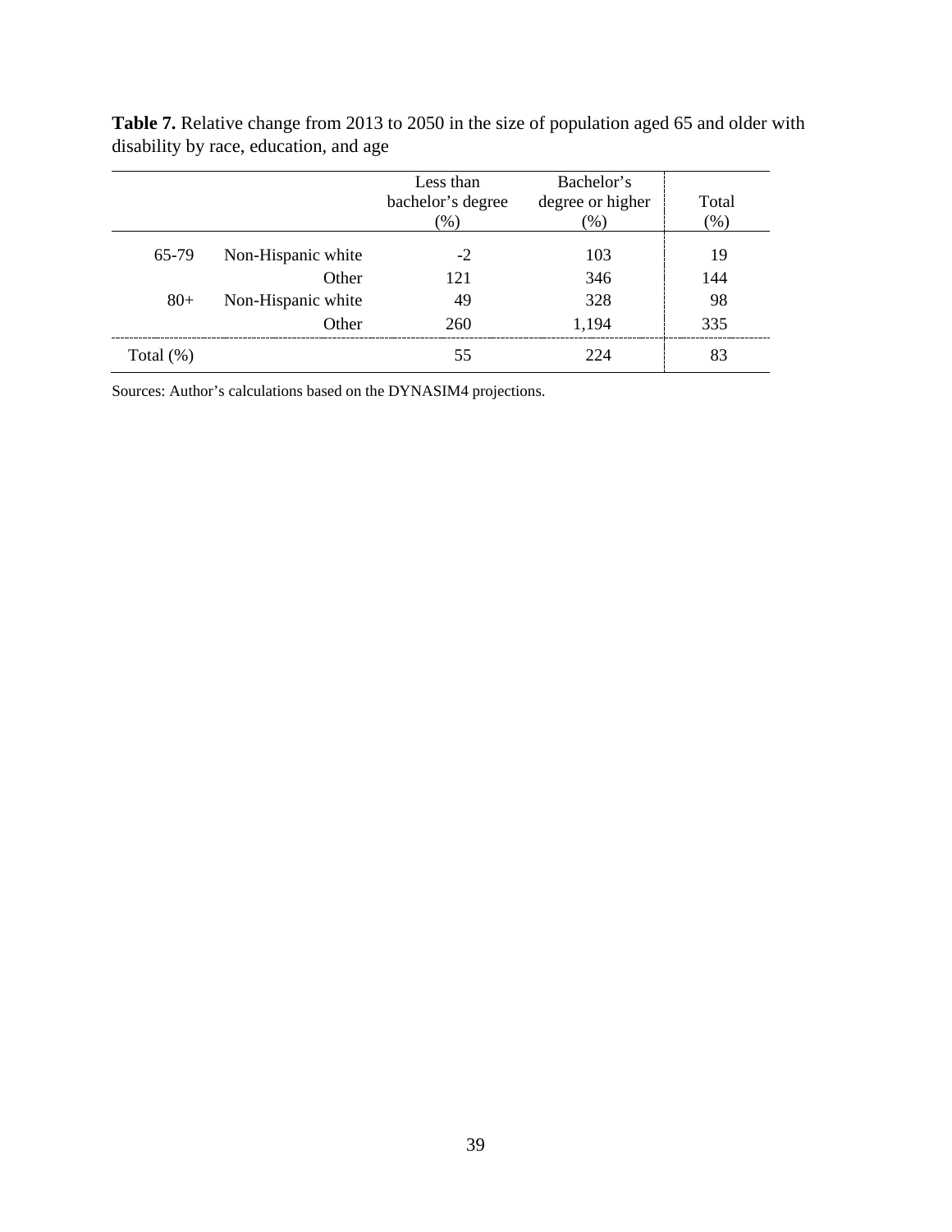**Table 7.** Relative change from 2013 to 2050 in the size of population aged 65 and older with disability by race, education, and age

| | | Less than bachelor's degree (%) | Bachelor's degree or higher (%) | Total (%) |
|---|---|---|---|---|
| 65-79 | Non-Hispanic white | -2 | 103 | 19 |
| | Other | 121 | 346 | 144 |
| 80+ | Non-Hispanic white | 49 | 328 | 98 |
| | Other | 260 | 1,194 | 335 |
| Total (%) | | 55 | 224 | 83 |

Sources: Author's calculations based on the DYNASIM4 projections.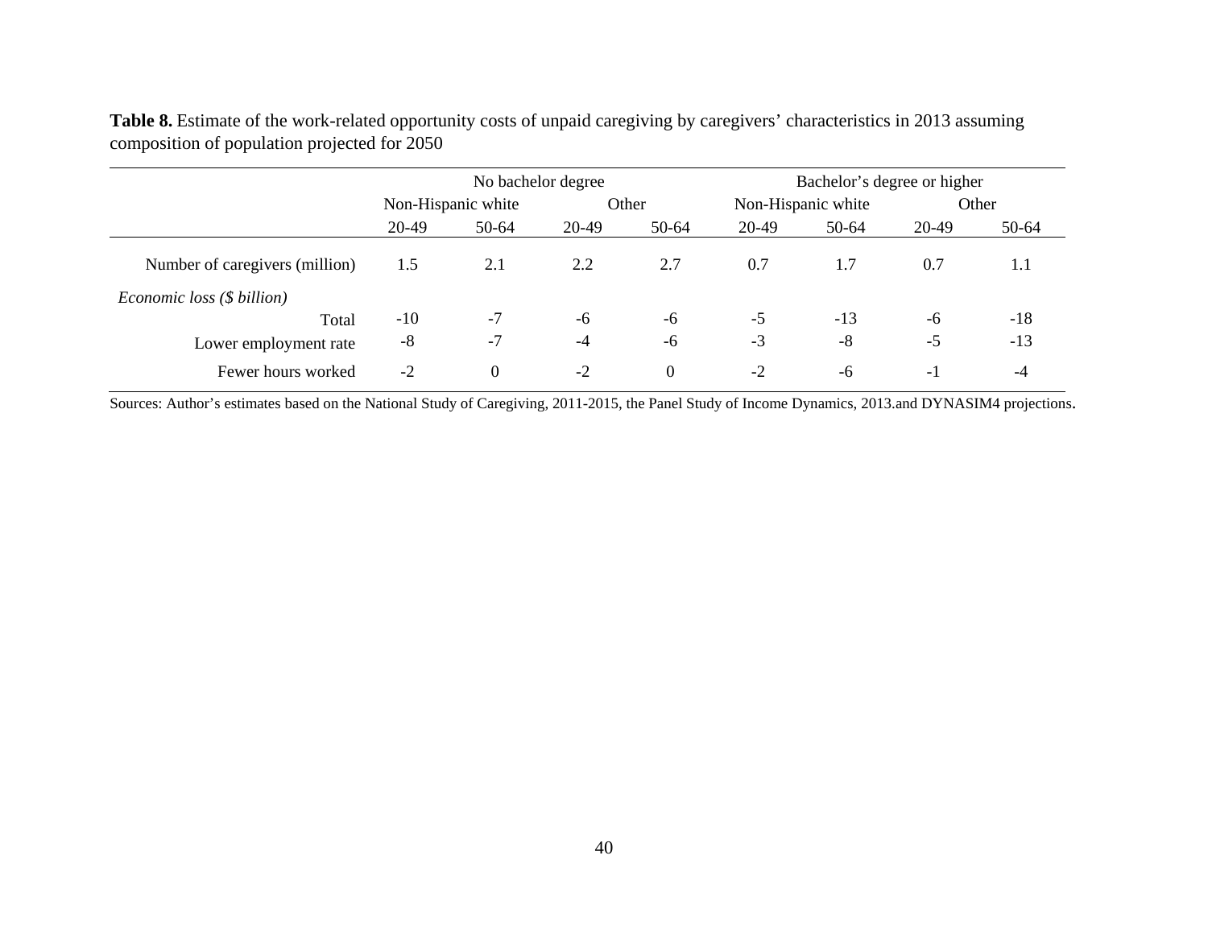**Table 8.** Estimate of the work-related opportunity costs of unpaid caregiving by caregivers' characteristics in 2013 assuming composition of population projected for 2050

| | No bachelor degree | | | | Bachelor's degree or higher | | | |
|---|---|---|---|---|---|---|---|---|
| | Non-Hispanic white | | Other | | Non-Hispanic white | | Other | |
| | 20-49 | 50-64 | 20-49 | 50-64 | 20-49 | 50-64 | 20-49 | 50-64 |
| Number of caregivers (million) | 1.5 | 2.1 | 2.2 | 2.7 | 0.7 | 1.7 | 0.7 | 1.1 |
| *Economic loss ($ billion)* | | | | | | | | |
| Total | -10 | -7 | -6 | -6 | -5 | -13 | -6 | -18 |
| Lower employment rate | -8 | -7 | -4 | -6 | -3 | -8 | -5 | -13 |
| Fewer hours worked | -2 | 0 | -2 | 0 | -2 | -6 | -1 | -4 |

Sources: Author's estimates based on the National Study of Caregiving, 2011-2015, the Panel Study of Income Dynamics, 2013.and DYNASIM4 projections.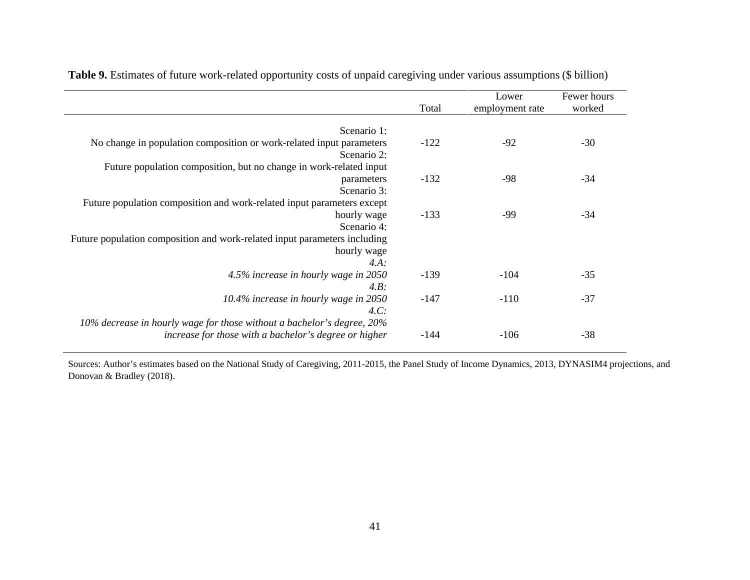**Table 9.** Estimates of future work-related opportunity costs of unpaid caregiving under various assumptions ($ billion)

| | Total | Lower employment rate | Fewer hours worked |
|---|---|---|---|
| Scenario 1: No change in population composition or work-related input parameters | -122 | -92 | -30 |
| Scenario 2: Future population composition, but no change in work-related input parameters | -132 | -98 | -34 |
| Scenario 3: Future population composition and work-related input parameters except hourly wage | -133 | -99 | -34 |
| Scenario 4: Future population composition and work-related input parameters including hourly wage | | | |
| *4.A: 4.5% increase in hourly wage in 2050* | -139 | -104 | -35 |
| *4.B: 10.4% increase in hourly wage in 2050* | -147 | -110 | -37 |
| *4.C: 10% decrease in hourly wage for those without a bachelor's degree, 20% increase for those with a bachelor's degree or higher* | -144 | -106 | -38 |

Sources: Author's estimates based on the National Study of Caregiving, 2011-2015, the Panel Study of Income Dynamics, 2013, DYNASIM4 projections, and Donovan & Bradley (2018).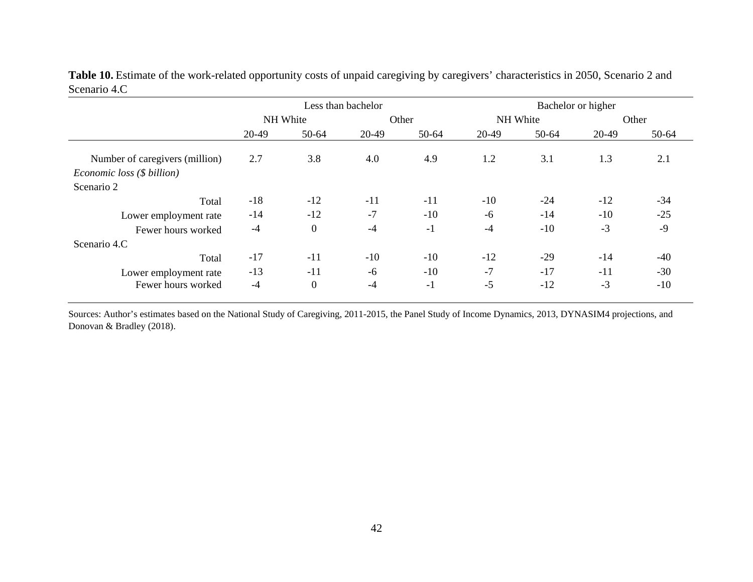**Table 10.** Estimate of the work-related opportunity costs of unpaid caregiving by caregivers' characteristics in 2050, Scenario 2 and Scenario 4.C

| | Less than bachelor | | | | Bachelor or higher | | | |
|---|---|---|---|---|---|---|---|---|
| | NH White | | Other | | NH White | | Other | |
| | 20-49 | 50-64 | 20-49 | 50-64 | 20-49 | 50-64 | 20-49 | 50-64 |
| Number of caregivers (million) | 2.7 | 3.8 | 4.0 | 4.9 | 1.2 | 3.1 | 1.3 | 2.1 |
| *Economic loss ($ billion)* | | | | | | | | |
| Scenario 2 | | | | | | | | |
| Total | -18 | -12 | -11 | -11 | -10 | -24 | -12 | -34 |
| Lower employment rate | -14 | -12 | -7 | -10 | -6 | -14 | -10 | -25 |
| Fewer hours worked | -4 | 0 | -4 | -1 | -4 | -10 | -3 | -9 |
| Scenario 4.C | | | | | | | | |
| Total | -17 | -11 | -10 | -10 | -12 | -29 | -14 | -40 |
| Lower employment rate | -13 | -11 | -6 | -10 | -7 | -17 | -11 | -30 |
| Fewer hours worked | -4 | 0 | -4 | -1 | -5 | -12 | -3 | -10 |

Sources: Author's estimates based on the National Study of Caregiving, 2011-2015, the Panel Study of Income Dynamics, 2013, DYNASIM4 projections, and Donovan & Bradley (2018).